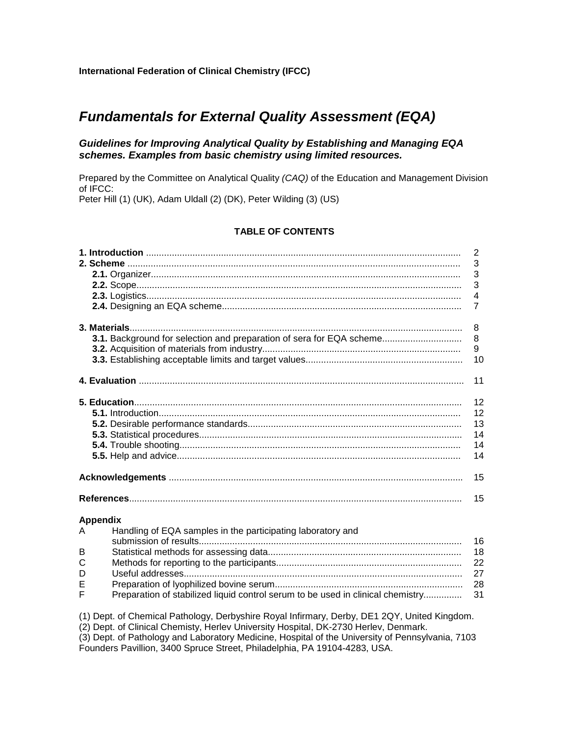**International Federation of Clinical Chemistry (IFCC)**

# *Fundamentals for External Quality Assessment (EQA)*

***Guidelines for Improving Analytical Quality by Establishing and Managing EQA schemes. Examples from basic chemistry using limited resources.***

Prepared by the Committee on Analytical Quality *(CAQ)* of the Education and Management Division of IFCC:
Peter Hill (1) (UK), Adam Uldall (2) (DK), Peter Wilding (3) (US)

## TABLE OF CONTENTS

| | |
|---|---|
| **1. Introduction** | 2 |
| **2. Scheme** | 3 |
| **2.1.** Organizer | 3 |
| **2.2.** Scope | 3 |
| **2.3.** Logistics | 4 |
| **2.4.** Designing an EQA scheme | 7 |
| **3. Materials** | 8 |
| **3.1.** Background for selection and preparation of sera for EQA scheme | 8 |
| **3.2.** Acquisition of materials from industry | 9 |
| **3.3.** Establishing acceptable limits and target values | 10 |
| **4. Evaluation** | 11 |
| **5. Education** | 12 |
| **5.1.** Introduction | 12 |
| **5.2.** Desirable performance standards | 13 |
| **5.3.** Statistical procedures | 14 |
| **5.4.** Trouble shooting | 14 |
| **5.5.** Help and advice | 14 |
| **Acknowledgements** | 15 |
| **References** | 15 |

**Appendix**

| | | |
|---|---|---|
| A | Handling of EQA samples in the participating laboratory and submission of results | 16 |
| B | Statistical methods for assessing data | 18 |
| C | Methods for reporting to the participants | 22 |
| D | Useful addresses | 27 |
| E | Preparation of lyophilized bovine serum | 28 |
| F | Preparation of stabilized liquid control serum to be used in clinical chemistry | 31 |

(1) Dept. of Chemical Pathology, Derbyshire Royal Infirmary, Derby, DE1 2QY, United Kingdom.
(2) Dept. of Clinical Chemisty, Herlev University Hospital, DK-2730 Herlev, Denmark.
(3) Dept. of Pathology and Laboratory Medicine, Hospital of the University of Pennsylvania, 7103 Founders Pavillion, 3400 Spruce Street, Philadelphia, PA 19104-4283, USA.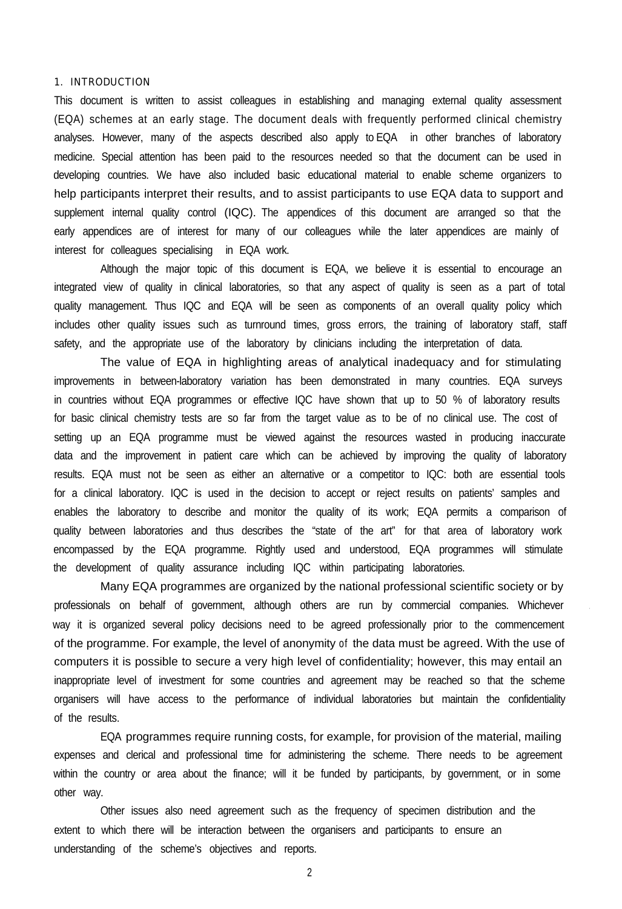# 1. INTRODUCTION

This document is written to assist colleagues in establishing and managing external quality assessment (EQA) schemes at an early stage. The document deals with frequently performed clinical chemistry analyses. However, many of the aspects described also apply to EQA in other branches of laboratory medicine. Special attention has been paid to the resources needed so that the document can be used in developing countries. We have also included basic educational material to enable scheme organizers to help participants interpret their results, and to assist participants to use EQA data to support and supplement internal quality control (IQC). The appendices of this document are arranged so that the early appendices are of interest for many of our colleagues while the later appendices are mainly of interest for colleagues specialising in EQA work.

Although the major topic of this document is EQA, we believe it is essential to encourage an integrated view of quality in clinical laboratories, so that any aspect of quality is seen as a part of total quality management. Thus IQC and EQA will be seen as components of an overall quality policy which includes other quality issues such as turnround times, gross errors, the training of laboratory staff, staff safety, and the appropriate use of the laboratory by clinicians including the interpretation of data.

The value of EQA in highlighting areas of analytical inadequacy and for stimulating improvements in between-laboratory variation has been demonstrated in many countries. EQA surveys in countries without EQA programmes or effective IQC have shown that up to 50 % of laboratory results for basic clinical chemistry tests are so far from the target value as to be of no clinical use. The cost of setting up an EQA programme must be viewed against the resources wasted in producing inaccurate data and the improvement in patient care which can be achieved by improving the quality of laboratory results. EQA must not be seen as either an alternative or a competitor to IQC: both are essential tools for a clinical laboratory. IQC is used in the decision to accept or reject results on patients' samples and enables the laboratory to describe and monitor the quality of its work; EQA permits a comparison of quality between laboratories and thus describes the "state of the art" for that area of laboratory work encompassed by the EQA programme. Rightly used and understood, EQA programmes will stimulate the development of quality assurance including IQC within participating laboratories.

Many EQA programmes are organized by the national professional scientific society or by professionals on behalf of government, although others are run by commercial companies. Whichever way it is organized several policy decisions need to be agreed professionally prior to the commencement of the programme. For example, the level of anonymity of the data must be agreed. With the use of computers it is possible to secure a very high level of confidentiality; however, this may entail an inappropriate level of investment for some countries and agreement may be reached so that the scheme organisers will have access to the performance of individual laboratories but maintain the confidentiality of the results.

EQA programmes require running costs, for example, for provision of the material, mailing expenses and clerical and professional time for administering the scheme. There needs to be agreement within the country or area about the finance; will it be funded by participants, by government, or in some other way.

Other issues also need agreement such as the frequency of specimen distribution and the extent to which there will be interaction between the organisers and participants to ensure an understanding of the scheme's objectives and reports.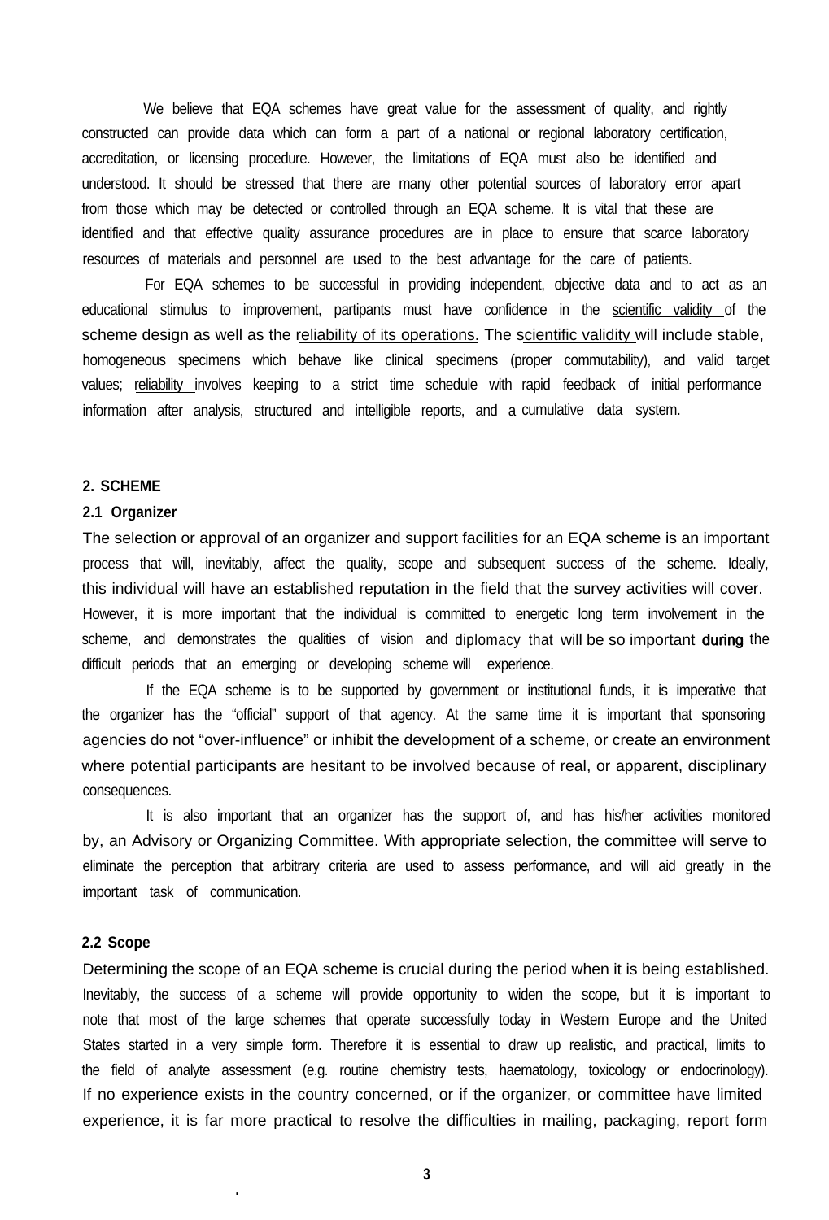We believe that EQA schemes have great value for the assessment of quality, and rightly constructed can provide data which can form a part of a national or regional laboratory certification, accreditation, or licensing procedure. However, the limitations of EQA must also be identified and understood. It should be stressed that there are many other potential sources of laboratory error apart from those which may be detected or controlled through an EQA scheme. It is vital that these are identified and that effective quality assurance procedures are in place to ensure that scarce laboratory resources of materials and personnel are used to the best advantage for the care of patients.

For EQA schemes to be successful in providing independent, objective data and to act as an educational stimulus to improvement, partipants must have confidence in the scientific validity of the scheme design as well as the reliability of its operations. The scientific validity will include stable, homogeneous specimens which behave like clinical specimens (proper commutability), and valid target values; reliability involves keeping to a strict time schedule with rapid feedback of initial performance information after analysis, structured and intelligible reports, and a cumulative data system.

## 2. SCHEME

### 2.1 Organizer

The selection or approval of an organizer and support facilities for an EQA scheme is an important process that will, inevitably, affect the quality, scope and subsequent success of the scheme. Ideally, this individual will have an established reputation in the field that the survey activities will cover. However, it is more important that the individual is committed to energetic long term involvement in the scheme, and demonstrates the qualities of vision and diplomacy that will be so important **during** the difficult periods that an emerging or developing scheme will experience.

If the EQA scheme is to be supported by government or institutional funds, it is imperative that the organizer has the "official" support of that agency. At the same time it is important that sponsoring agencies do not "over-influence" or inhibit the development of a scheme, or create an environment where potential participants are hesitant to be involved because of real, or apparent, disciplinary consequences.

It is also important that an organizer has the support of, and has his/her activities monitored by, an Advisory or Organizing Committee. With appropriate selection, the committee will serve to eliminate the perception that arbitrary criteria are used to assess performance, and will aid greatly in the important task of communication.

### 2.2 Scope

Determining the scope of an EQA scheme is crucial during the period when it is being established. Inevitably, the success of a scheme will provide opportunity to widen the scope, but it is important to note that most of the large schemes that operate successfully today in Western Europe and the United States started in a very simple form. Therefore it is essential to draw up realistic, and practical, limits to the field of analyte assessment (e.g. routine chemistry tests, haematology, toxicology or endocrinology). If no experience exists in the country concerned, or if the organizer, or committee have limited experience, it is far more practical to resolve the difficulties in mailing, packaging, report form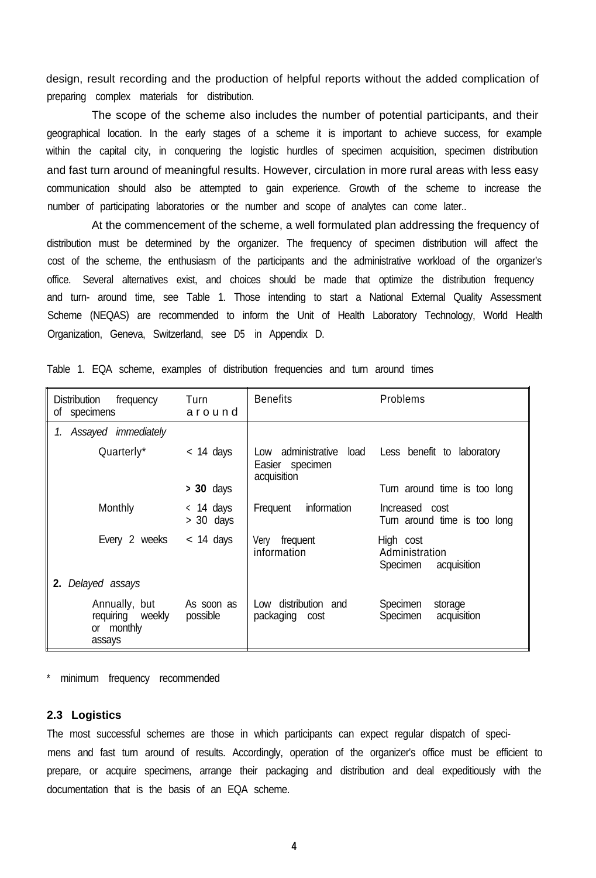design, result recording and the production of helpful reports without the added complication of preparing complex materials for distribution.

The scope of the scheme also includes the number of potential participants, and their geographical location. In the early stages of a scheme it is important to achieve success, for example within the capital city, in conquering the logistic hurdles of specimen acquisition, specimen distribution and fast turn around of meaningful results. However, circulation in more rural areas with less easy communication should also be attempted to gain experience. Growth of the scheme to increase the number of participating laboratories or the number and scope of analytes can come later..

At the commencement of the scheme, a well formulated plan addressing the frequency of distribution must be determined by the organizer. The frequency of specimen distribution will affect the cost of the scheme, the enthusiasm of the participants and the administrative workload of the organizer's office. Several alternatives exist, and choices should be made that optimize the distribution frequency and turn- around time, see Table 1. Those intending to start a National External Quality Assessment Scheme (NEQAS) are recommended to inform the Unit of Health Laboratory Technology, World Health Organization, Geneva, Switzerland, see D5 in Appendix D.

Table 1. EQA scheme, examples of distribution frequencies and turn around times

| Distribution frequency of specimens | Turn around | Benefits | Problems |
|---|---|---|---|
| *1. Assayed immediately* | | | |
| Quarterly* | < 14 days | Low administrative load<br>Easier specimen acquisition | Less benefit to laboratory |
| | **> 30** days | | Turn around time is too long |
| Monthly | < 14 days<br>> 30 days | Frequent information | Increased cost<br>Turn around time is too long |
| Every 2 weeks | < 14 days | Very frequent information | High cost<br>Administration<br>Specimen acquisition |
| **2.** *Delayed assays* | | | |
| Annually, but requiring weekly or monthly assays | As soon as possible | Low distribution and packaging cost | Specimen storage<br>Specimen acquisition |

\* minimum frequency recommended

### 2.3 Logistics

The most successful schemes are those in which participants can expect regular dispatch of specimens and fast turn around of results. Accordingly, operation of the organizer's office must be efficient to prepare, or acquire specimens, arrange their packaging and distribution and deal expeditiously with the documentation that is the basis of an EQA scheme.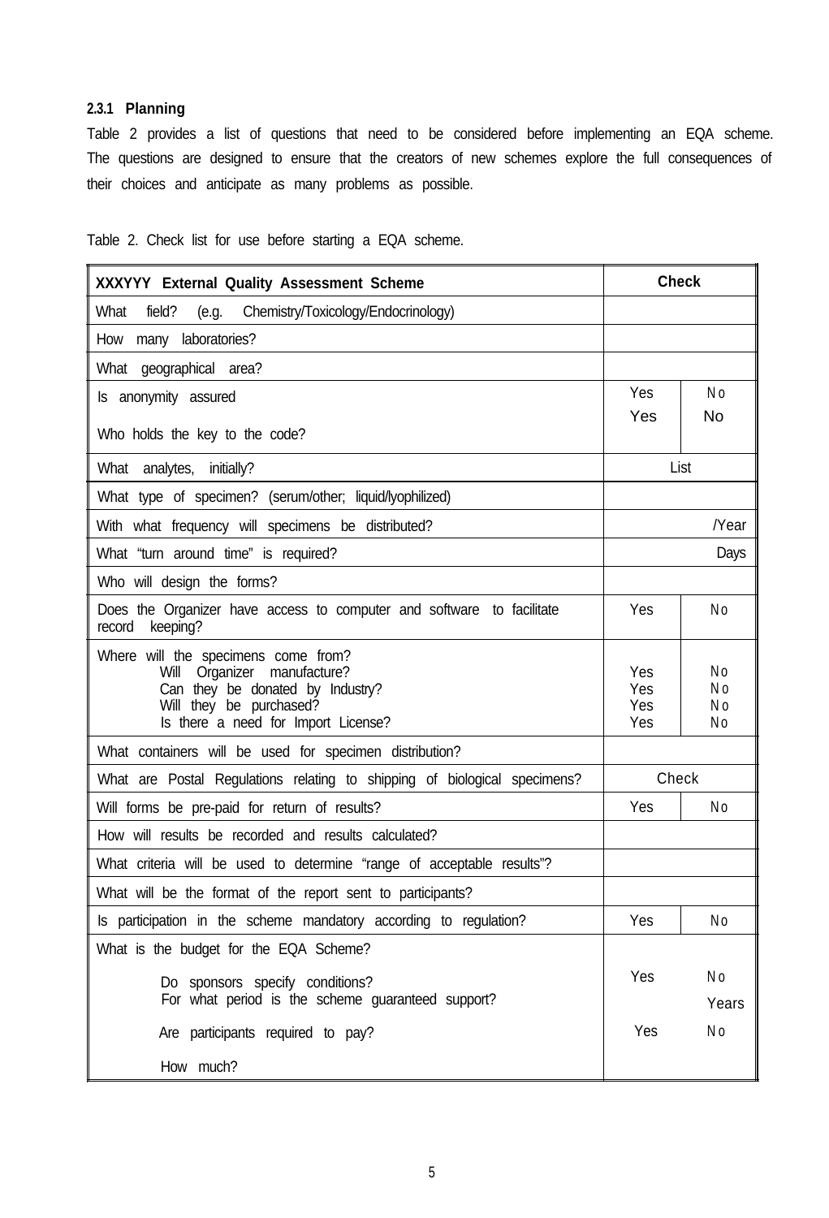### 2.3.1 Planning

Table 2 provides a list of questions that need to be considered before implementing an EQA scheme. The questions are designed to ensure that the creators of new schemes explore the full consequences of their choices and anticipate as many problems as possible.

Table 2. Check list for use before starting a EQA scheme.

| **XXXYYY External Quality Assessment Scheme** | **Check** | |
|---|---|---|
| What field? (e.g. Chemistry/Toxicology/Endocrinology) | | |
| How many laboratories? | | |
| What geographical area? | | |
| Is anonymity assured | Yes | No |
| Who holds the key to the code? | Yes | No |
| What analytes, initially? | List | |
| What type of specimen? (serum/other; liquid/lyophilized) | | |
| With what frequency will specimens be distributed? | | /Year |
| What "turn around time" is required? | | Days |
| Who will design the forms? | | |
| Does the Organizer have access to computer and software to facilitate record keeping? | Yes | No |
| Where will the specimens come from? | | |
| Will Organizer manufacture? | Yes | No |
| Can they be donated by Industry? | Yes | No |
| Will they be purchased? | Yes | No |
| Is there a need for Import License? | Yes | No |
| What containers will be used for specimen distribution? | | |
| What are Postal Regulations relating to shipping of biological specimens? | Check | |
| Will forms be pre-paid for return of results? | Yes | No |
| How will results be recorded and results calculated? | | |
| What criteria will be used to determine "range of acceptable results"? | | |
| What will be the format of the report sent to participants? | | |
| Is participation in the scheme mandatory according to regulation? | Yes | No |
| What is the budget for the EQA Scheme? | | |
| Do sponsors specify conditions? | Yes | No |
| For what period is the scheme guaranteed support? | | Years |
| Are participants required to pay? | Yes | No |
| How much? | | |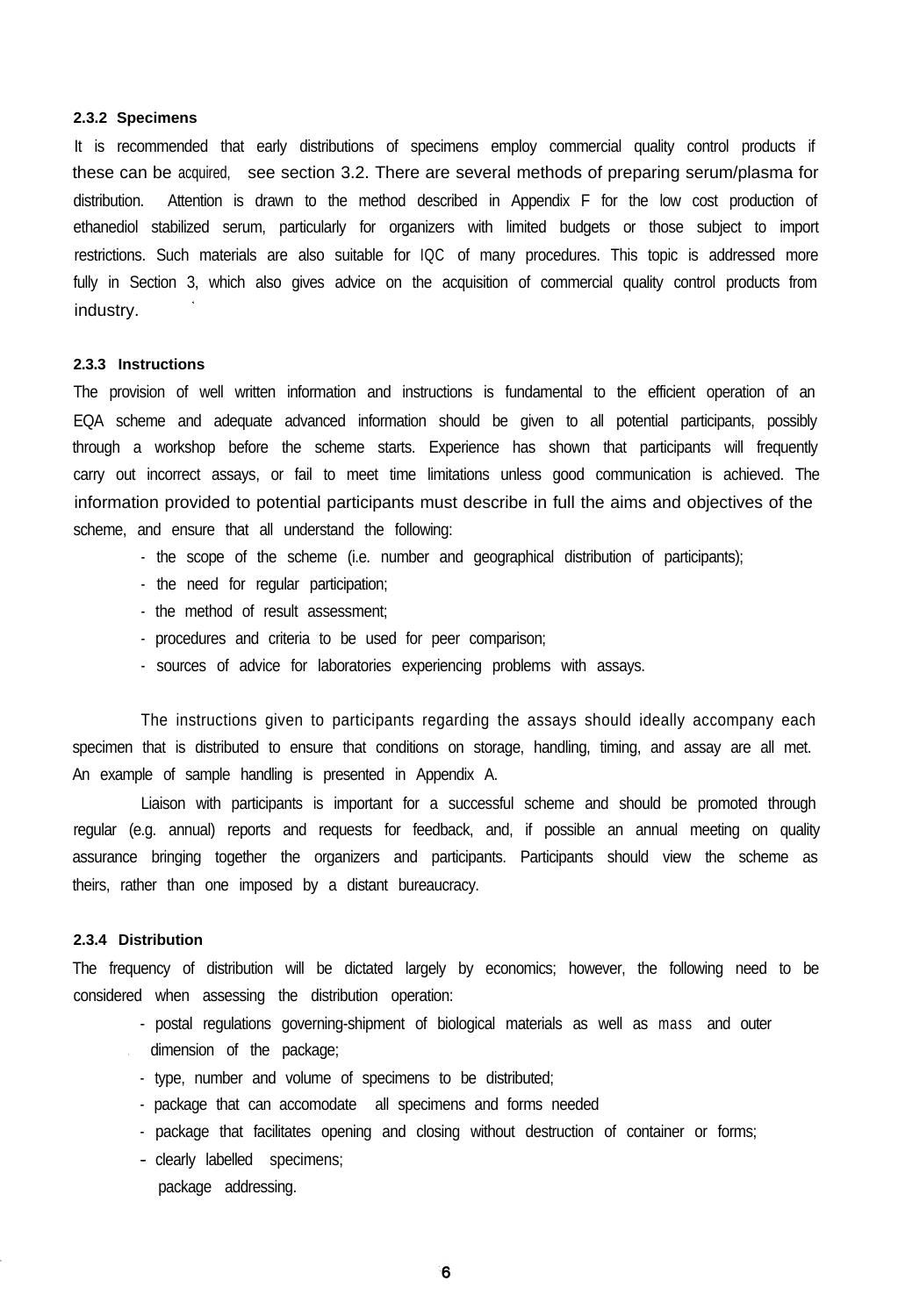### 2.3.2 Specimens

It is recommended that early distributions of specimens employ commercial quality control products if these can be acquired, see section 3.2. There are several methods of preparing serum/plasma for distribution. Attention is drawn to the method described in Appendix F for the low cost production of ethanediol stabilized serum, particularly for organizers with limited budgets or those subject to import restrictions. Such materials are also suitable for IQC of many procedures. This topic is addressed more fully in Section 3, which also gives advice on the acquisition of commercial quality control products from industry.

### 2.3.3 Instructions

The provision of well written information and instructions is fundamental to the efficient operation of an EQA scheme and adequate advanced information should be given to all potential participants, possibly through a workshop before the scheme starts. Experience has shown that participants will frequently carry out incorrect assays, or fail to meet time limitations unless good communication is achieved. The information provided to potential participants must describe in full the aims and objectives of the scheme, and ensure that all understand the following:

- the scope of the scheme (i.e. number and geographical distribution of participants);
- the need for regular participation;
- the method of result assessment;
- procedures and criteria to be used for peer comparison;
- sources of advice for laboratories experiencing problems with assays.

The instructions given to participants regarding the assays should ideally accompany each specimen that is distributed to ensure that conditions on storage, handling, timing, and assay are all met. An example of sample handling is presented in Appendix A.

Liaison with participants is important for a successful scheme and should be promoted through regular (e.g. annual) reports and requests for feedback, and, if possible an annual meeting on quality assurance bringing together the organizers and participants. Participants should view the scheme as theirs, rather than one imposed by a distant bureaucracy.

### 2.3.4 Distribution

The frequency of distribution will be dictated largely by economics; however, the following need to be considered when assessing the distribution operation:

- postal regulations governing-shipment of biological materials as well as mass and outer dimension of the package;
- type, number and volume of specimens to be distributed;
- package that can accomodate all specimens and forms needed
- package that facilitates opening and closing without destruction of container or forms;
- clearly labelled specimens;
- package addressing.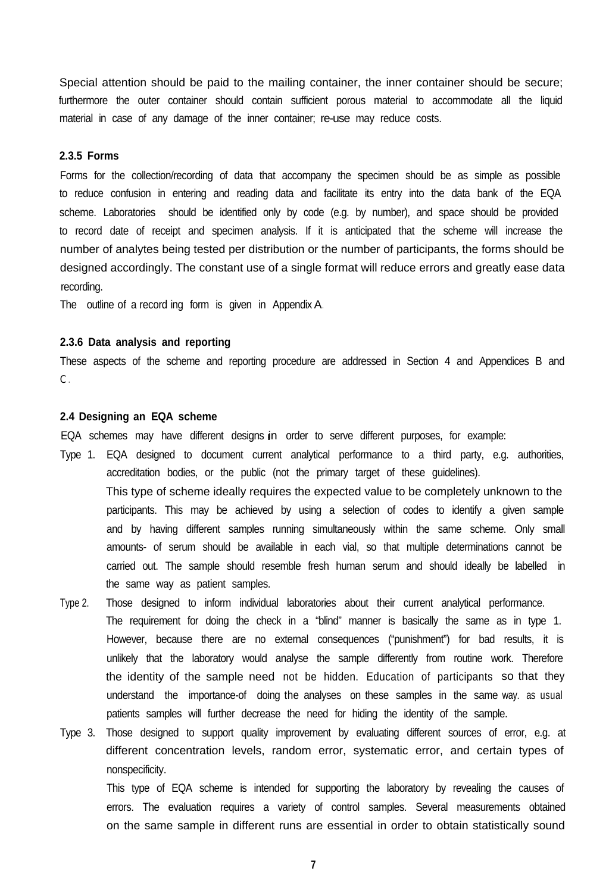Special attention should be paid to the mailing container, the inner container should be secure; furthermore the outer container should contain sufficient porous material to accommodate all the liquid material in case of any damage of the inner container; re-use may reduce costs.

#### 2.3.5 Forms

Forms for the collection/recording of data that accompany the specimen should be as simple as possible to reduce confusion in entering and reading data and facilitate its entry into the data bank of the EQA scheme. Laboratories should be identified only by code (e.g. by number), and space should be provided to record date of receipt and specimen analysis. If it is anticipated that the scheme will increase the number of analytes being tested per distribution or the number of participants, the forms should be designed accordingly. The constant use of a single format will reduce errors and greatly ease data recording.

The outline of a record ing form is given in Appendix A.

#### 2.3.6 Data analysis and reporting

These aspects of the scheme and reporting procedure are addressed in Section 4 and Appendices B and C.

### 2.4 Designing an EQA scheme

EQA schemes may have different designs in order to serve different purposes, for example:

Type 1. EQA designed to document current analytical performance to a third party, e.g. authorities, accreditation bodies, or the public (not the primary target of these guidelines).
This type of scheme ideally requires the expected value to be completely unknown to the participants. This may be achieved by using a selection of codes to identify a given sample and by having different samples running simultaneously within the same scheme. Only small amounts- of serum should be available in each vial, so that multiple determinations cannot be carried out. The sample should resemble fresh human serum and should ideally be labelled in the same way as patient samples.

Type 2. Those designed to inform individual laboratories about their current analytical performance.
The requirement for doing the check in a "blind" manner is basically the same as in type 1. However, because there are no external consequences ("punishment") for bad results, it is unlikely that the laboratory would analyse the sample differently from routine work. Therefore the identity of the sample need not be hidden. Education of participants so that they understand the importance-of doing the analyses on these samples in the same way. as usual patients samples will further decrease the need for hiding the identity of the sample.

Type 3. Those designed to support quality improvement by evaluating different sources of error, e.g. at different concentration levels, random error, systematic error, and certain types of nonspecificity.
This type of EQA scheme is intended for supporting the laboratory by revealing the causes of errors. The evaluation requires a variety of control samples. Several measurements obtained on the same sample in different runs are essential in order to obtain statistically sound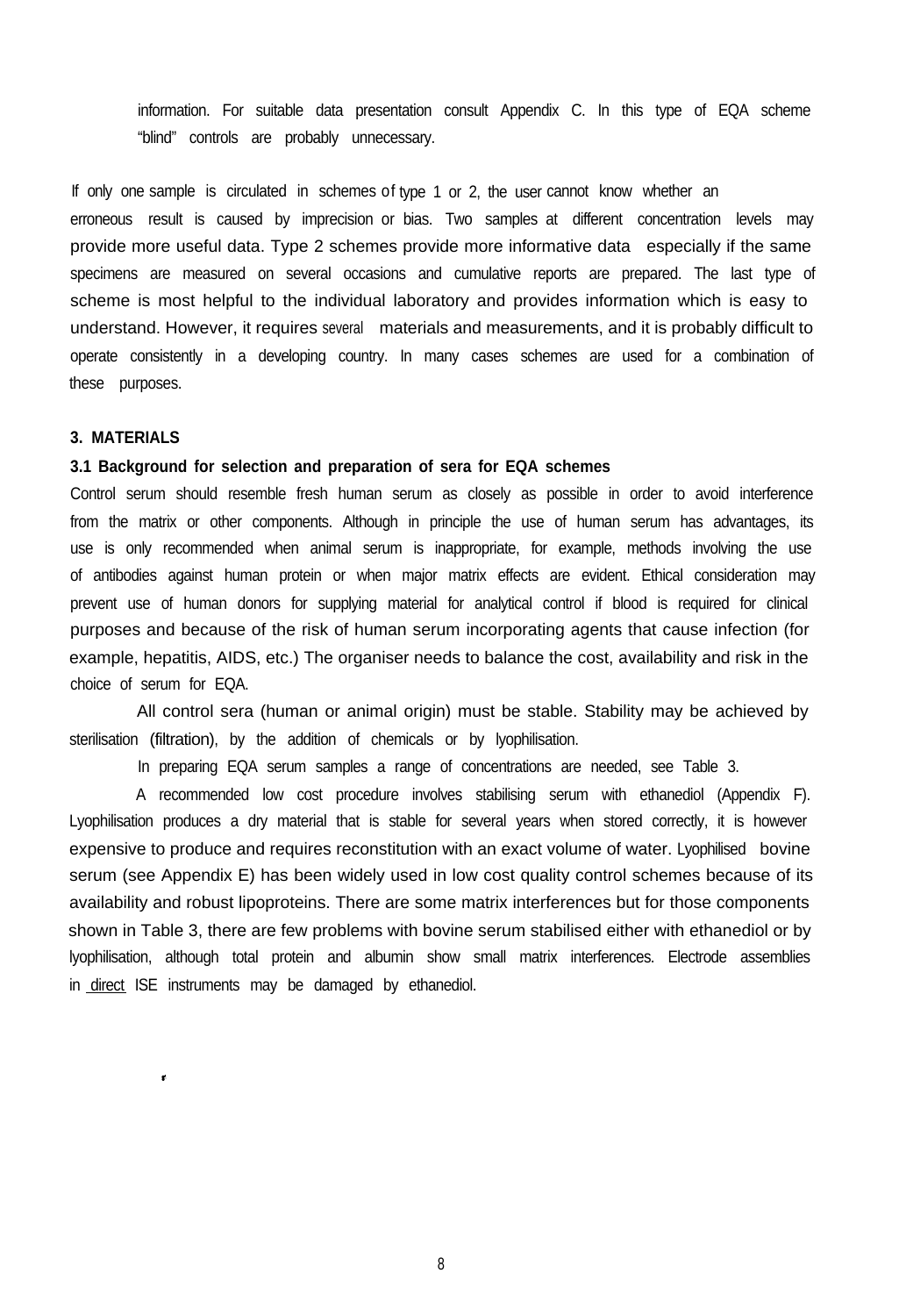information. For suitable data presentation consult Appendix C. In this type of EQA scheme "blind" controls are probably unnecessary.

If only one sample is circulated in schemes of type 1 or 2, the user cannot know whether an erroneous result is caused by imprecision or bias. Two samples at different concentration levels may provide more useful data. Type 2 schemes provide more informative data especially if the same specimens are measured on several occasions and cumulative reports are prepared. The last type of scheme is most helpful to the individual laboratory and provides information which is easy to understand. However, it requires several materials and measurements, and it is probably difficult to operate consistently in a developing country. In many cases schemes are used for a combination of these purposes.

### 3. MATERIALS

#### 3.1 Background for selection and preparation of sera for EQA schemes

Control serum should resemble fresh human serum as closely as possible in order to avoid interference from the matrix or other components. Although in principle the use of human serum has advantages, its use is only recommended when animal serum is inappropriate, for example, methods involving the use of antibodies against human protein or when major matrix effects are evident. Ethical consideration may prevent use of human donors for supplying material for analytical control if blood is required for clinical purposes and because of the risk of human serum incorporating agents that cause infection (for example, hepatitis, AIDS, etc.) The organiser needs to balance the cost, availability and risk in the choice of serum for EQA.

All control sera (human or animal origin) must be stable. Stability may be achieved by sterilisation (filtration), by the addition of chemicals or by lyophilisation.

In preparing EQA serum samples a range of concentrations are needed, see Table 3.

A recommended low cost procedure involves stabilising serum with ethanediol (Appendix F). Lyophilisation produces a dry material that is stable for several years when stored correctly, it is however expensive to produce and requires reconstitution with an exact volume of water. Lyophilised bovine serum (see Appendix E) has been widely used in low cost quality control schemes because of its availability and robust lipoproteins. There are some matrix interferences but for those components shown in Table 3, there are few problems with bovine serum stabilised either with ethanediol or by lyophilisation, although total protein and albumin show small matrix interferences. Electrode assemblies in direct ISE instruments may be damaged by ethanediol.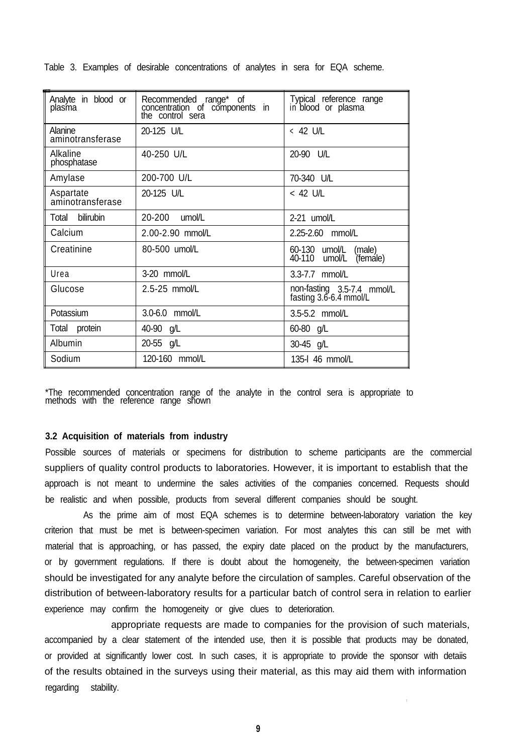Table 3. Examples of desirable concentrations of analytes in sera for EQA scheme.

| Analyte in blood or plasma | Recommended range* of concentration of components in the control sera | Typical reference range in blood or plasma |
|---|---|---|
| Alanine aminotransferase | 20-125 U/L | < 42 U/L |
| Alkaline phosphatase | 40-250 U/L | 20-90 U/L |
| Amylase | 200-700 U/L | 70-340 U/L |
| Aspartate aminotransferase | 20-125 U/L | < 42 U/L |
| Total bilirubin | 20-200 umol/L | 2-21 umol/L |
| Calcium | 2.00-2.90 mmol/L | 2.25-2.60 mmol/L |
| Creatinine | 80-500 umol/L | 60-130 umol/L (male) 40-110 umol/L (female) |
| Urea | 3-20 mmol/L | 3.3-7.7 mmol/L |
| Glucose | 2.5-25 mmol/L | non-fasting 3.5-7.4 mmol/L fasting 3.6-6.4 mmol/L |
| Potassium | 3.0-6.0 mmol/L | 3.5-5.2 mmol/L |
| Total protein | 40-90 g/L | 60-80 g/L |
| Albumin | 20-55 g/L | 30-45 g/L |
| Sodium | 120-160 mmol/L | 135-l 46 mmol/L |

*The recommended concentration range of the analyte in the control sera is appropriate to methods with the reference range shown

### 3.2 Acquisition of materials from industry

Possible sources of materials or specimens for distribution to scheme participants are the commercial suppliers of quality control products to laboratories. However, it is important to establish that the approach is not meant to undermine the sales activities of the companies concerned. Requests should be realistic and when possible, products from several different companies should be sought.

As the prime aim of most EQA schemes is to determine between-laboratory variation the key criterion that must be met is between-specimen variation. For most analytes this can still be met with material that is approaching, or has passed, the expiry date placed on the product by the manufacturers, or by government regulations. If there is doubt about the homogeneity, the between-specimen variation should be investigated for any analyte before the circulation of samples. Careful observation of the distribution of between-laboratory results for a particular batch of control sera in relation to earlier experience may confirm the homogeneity or give clues to deterioration.

appropriate requests are made to companies for the provision of such materials, accompanied by a clear statement of the intended use, then it is possible that products may be donated, or provided at significantly lower cost. In such cases, it is appropriate to provide the sponsor with detaiis of the results obtained in the surveys using their material, as this may aid them with information regarding stability.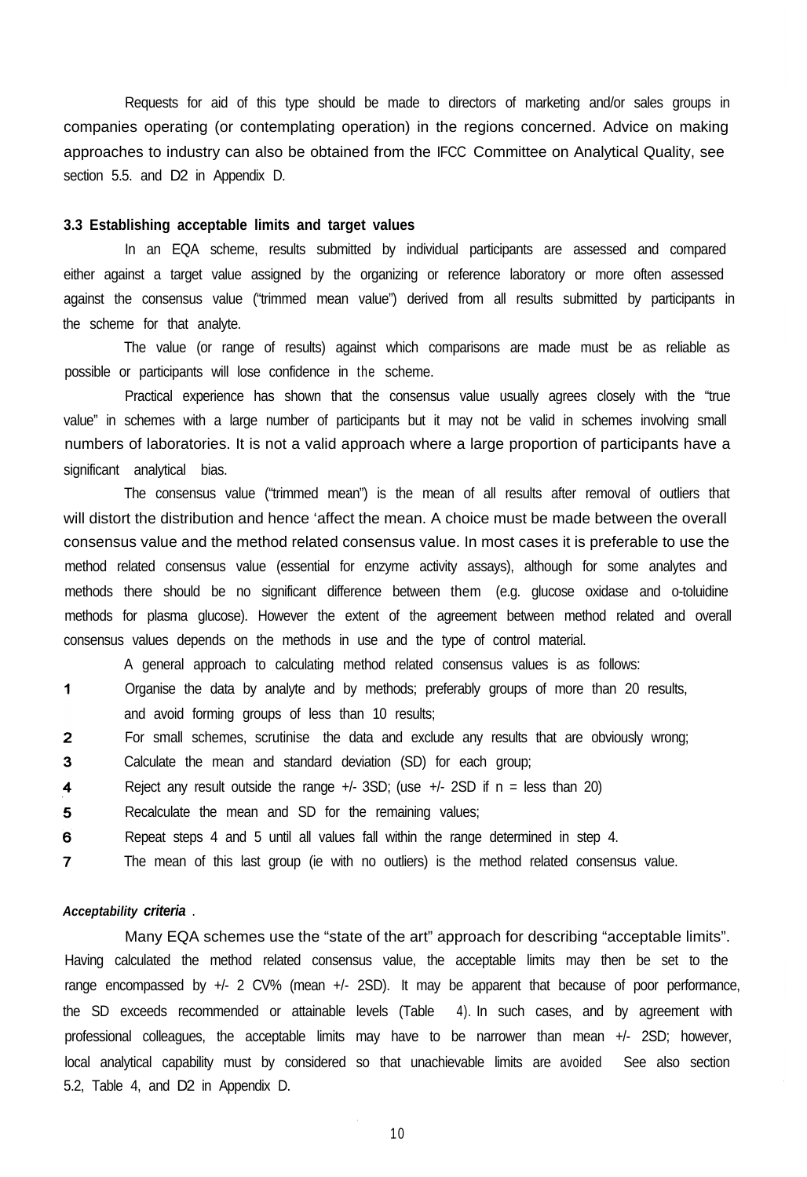Requests for aid of this type should be made to directors of marketing and/or sales groups in companies operating (or contemplating operation) in the regions concerned. Advice on making approaches to industry can also be obtained from the IFCC Committee on Analytical Quality, see section 5.5. and D2 in Appendix D.

### 3.3 Establishing acceptable limits and target values

In an EQA scheme, results submitted by individual participants are assessed and compared either against a target value assigned by the organizing or reference laboratory or more often assessed against the consensus value ("trimmed mean value") derived from all results submitted by participants in the scheme for that analyte.

The value (or range of results) against which comparisons are made must be as reliable as possible or participants will lose confidence in the scheme.

Practical experience has shown that the consensus value usually agrees closely with the "true value" in schemes with a large number of participants but it may not be valid in schemes involving small numbers of laboratories. It is not a valid approach where a large proportion of participants have a significant analytical bias.

The consensus value ("trimmed mean") is the mean of all results after removal of outliers that will distort the distribution and hence 'affect the mean. A choice must be made between the overall consensus value and the method related consensus value. In most cases it is preferable to use the method related consensus value (essential for enzyme activity assays), although for some analytes and methods there should be no significant difference between them (e.g. glucose oxidase and o-toluidine methods for plasma glucose). However the extent of the agreement between method related and overall consensus values depends on the methods in use and the type of control material.

A general approach to calculating method related consensus values is as follows:

1. Organise the data by analyte and by methods; preferably groups of more than 20 results, and avoid forming groups of less than 10 results;
2. For small schemes, scrutinise the data and exclude any results that are obviously wrong;
3. Calculate the mean and standard deviation (SD) for each group;
4. Reject any result outside the range +/- 3SD; (use +/- 2SD if n = less than 20)
5. Recalculate the mean and SD for the remaining values;
6. Repeat steps 4 and 5 until all values fall within the range determined in step 4.
7. The mean of this last group (ie with no outliers) is the method related consensus value.

***Acceptability criteria***.

Many EQA schemes use the "state of the art" approach for describing "acceptable limits". Having calculated the method related consensus value, the acceptable limits may then be set to the range encompassed by +/- 2 CV% (mean +/- 2SD). It may be apparent that because of poor performance, the SD exceeds recommended or attainable levels (Table 4). In such cases, and by agreement with professional colleagues, the acceptable limits may have to be narrower than mean +/- 2SD; however, local analytical capability must by considered so that unachievable limits are avoided See also section 5.2, Table 4, and D2 in Appendix D.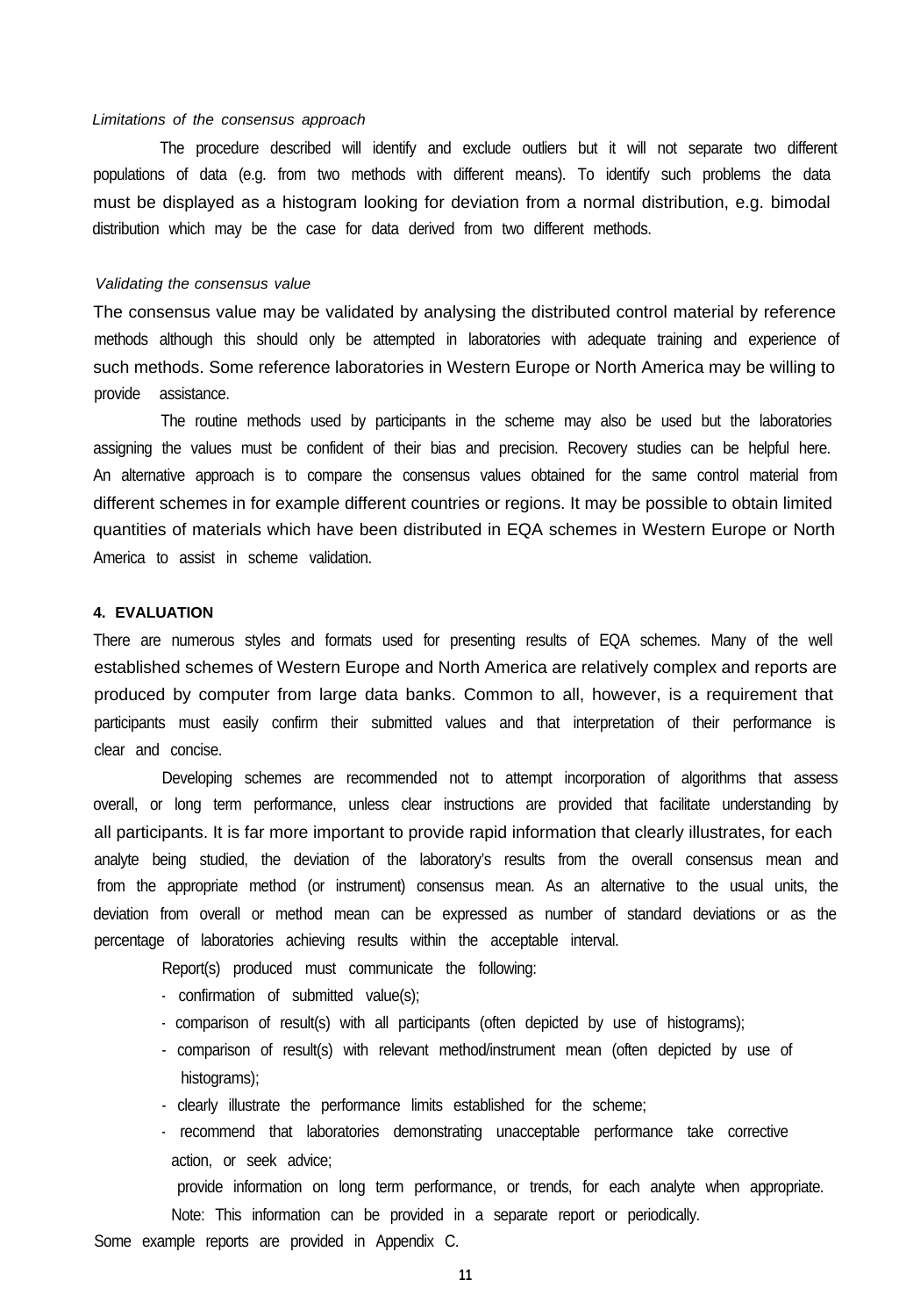*Limitations of the consensus approach*

The procedure described will identify and exclude outliers but it will not separate two different populations of data (e.g. from two methods with different means). To identify such problems the data must be displayed as a histogram looking for deviation from a normal distribution, e.g. bimodal distribution which may be the case for data derived from two different methods.

*Validating the consensus value*

The consensus value may be validated by analysing the distributed control material by reference methods although this should only be attempted in laboratories with adequate training and experience of such methods. Some reference laboratories in Western Europe or North America may be willing to provide assistance.

The routine methods used by participants in the scheme may also be used but the laboratories assigning the values must be confident of their bias and precision. Recovery studies can be helpful here. An alternative approach is to compare the consensus values obtained for the same control material from different schemes in for example different countries or regions. It may be possible to obtain limited quantities of materials which have been distributed in EQA schemes in Western Europe or North America to assist in scheme validation.

## 4. EVALUATION

There are numerous styles and formats used for presenting results of EQA schemes. Many of the well established schemes of Western Europe and North America are relatively complex and reports are produced by computer from large data banks. Common to all, however, is a requirement that participants must easily confirm their submitted values and that interpretation of their performance is clear and concise.

Developing schemes are recommended not to attempt incorporation of algorithms that assess overall, or long term performance, unless clear instructions are provided that facilitate understanding by all participants. It is far more important to provide rapid information that clearly illustrates, for each analyte being studied, the deviation of the laboratory's results from the overall consensus mean and from the appropriate method (or instrument) consensus mean. As an alternative to the usual units, the deviation from overall or method mean can be expressed as number of standard deviations or as the percentage of laboratories achieving results within the acceptable interval.

Report(s) produced must communicate the following:

- confirmation of submitted value(s);
- comparison of result(s) with all participants (often depicted by use of histograms);
- comparison of result(s) with relevant method/instrument mean (often depicted by use of histograms);
- clearly illustrate the performance limits established for the scheme;
- recommend that laboratories demonstrating unacceptable performance take corrective action, or seek advice;

  provide information on long term performance, or trends, for each analyte when appropriate.

  Note: This information can be provided in a separate report or periodically.

Some example reports are provided in Appendix C.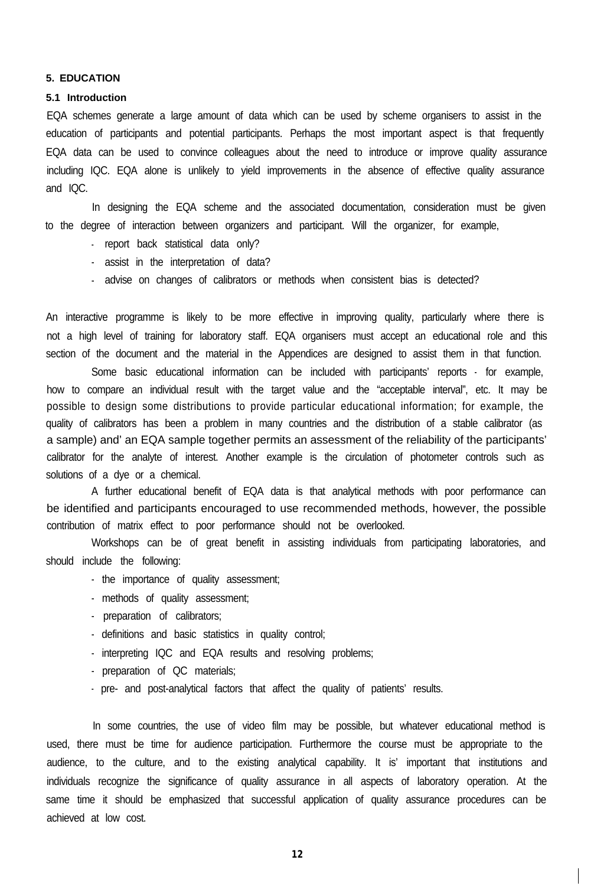## 5. EDUCATION

### 5.1 Introduction

EQA schemes generate a large amount of data which can be used by scheme organisers to assist in the education of participants and potential participants. Perhaps the most important aspect is that frequently EQA data can be used to convince colleagues about the need to introduce or improve quality assurance including IQC. EQA alone is unlikely to yield improvements in the absence of effective quality assurance and IQC.

In designing the EQA scheme and the associated documentation, consideration must be given to the degree of interaction between organizers and participant. Will the organizer, for example,

- report back statistical data only?
- assist in the interpretation of data?
- advise on changes of calibrators or methods when consistent bias is detected?

An interactive programme is likely to be more effective in improving quality, particularly where there is not a high level of training for laboratory staff. EQA organisers must accept an educational role and this section of the document and the material in the Appendices are designed to assist them in that function.

Some basic educational information can be included with participants' reports - for example, how to compare an individual result with the target value and the "acceptable interval", etc. It may be possible to design some distributions to provide particular educational information; for example, the quality of calibrators has been a problem in many countries and the distribution of a stable calibrator (as a sample) and' an EQA sample together permits an assessment of the reliability of the participants' calibrator for the analyte of interest. Another example is the circulation of photometer controls such as solutions of a dye or a chemical.

A further educational benefit of EQA data is that analytical methods with poor performance can be identified and participants encouraged to use recommended methods, however, the possible contribution of matrix effect to poor performance should not be overlooked.

Workshops can be of great benefit in assisting individuals from participating laboratories, and should include the following:

- the importance of quality assessment;
- methods of quality assessment;
- preparation of calibrators;
- definitions and basic statistics in quality control;
- interpreting IQC and EQA results and resolving problems;
- preparation of QC materials;
- pre- and post-analytical factors that affect the quality of patients' results.

In some countries, the use of video film may be possible, but whatever educational method is used, there must be time for audience participation. Furthermore the course must be appropriate to the audience, to the culture, and to the existing analytical capability. It is' important that institutions and individuals recognize the significance of quality assurance in all aspects of laboratory operation. At the same time it should be emphasized that successful application of quality assurance procedures can be achieved at low cost.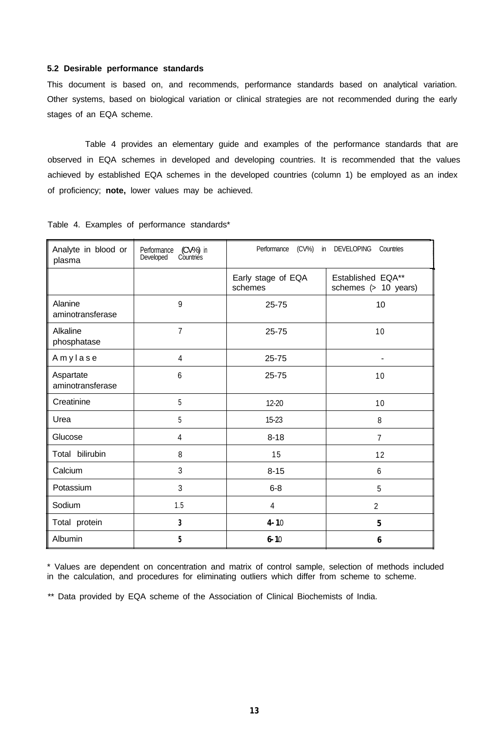### 5.2 Desirable performance standards

This document is based on, and recommends, performance standards based on analytical variation. Other systems, based on biological variation or clinical strategies are not recommended during the early stages of an EQA scheme.

Table 4 provides an elementary guide and examples of the performance standards that are observed in EQA schemes in developed and developing countries. It is recommended that the values achieved by established EQA schemes in the developed countries (column 1) be employed as an index of proficiency; **note,** lower values may be achieved.

Table 4. Examples of performance standards*

| Analyte in blood or plasma | Performance (CV%) in Developed Countries | Performance (CV%) in DEVELOPING Countries | |
|---|---|---|---|
| | | Early stage of EQA schemes | Established EQA** schemes (> 10 years) |
| Alanine aminotransferase | 9 | 25-75 | 10 |
| Alkaline phosphatase | 7 | 25-75 | 10 |
| Amylase | 4 | 25-75 | - |
| Aspartate aminotransferase | 6 | 25-75 | 10 |
| Creatinine | 5 | 12-20 | 10 |
| Urea | 5 | 15-23 | 8 |
| Glucose | 4 | 8-18 | 7 |
| Total bilirubin | 8 | 15 | 12 |
| Calcium | 3 | 8-15 | 6 |
| Potassium | 3 | 6-8 | 5 |
| Sodium | 1.5 | 4 | 2 |
| Total protein | 3 | 4-10 | 5 |
| Albumin | 5 | 6-10 | 6 |

\* Values are dependent on concentration and matrix of control sample, selection of methods included in the calculation, and procedures for eliminating outliers which differ from scheme to scheme.

** Data provided by EQA scheme of the Association of Clinical Biochemists of India.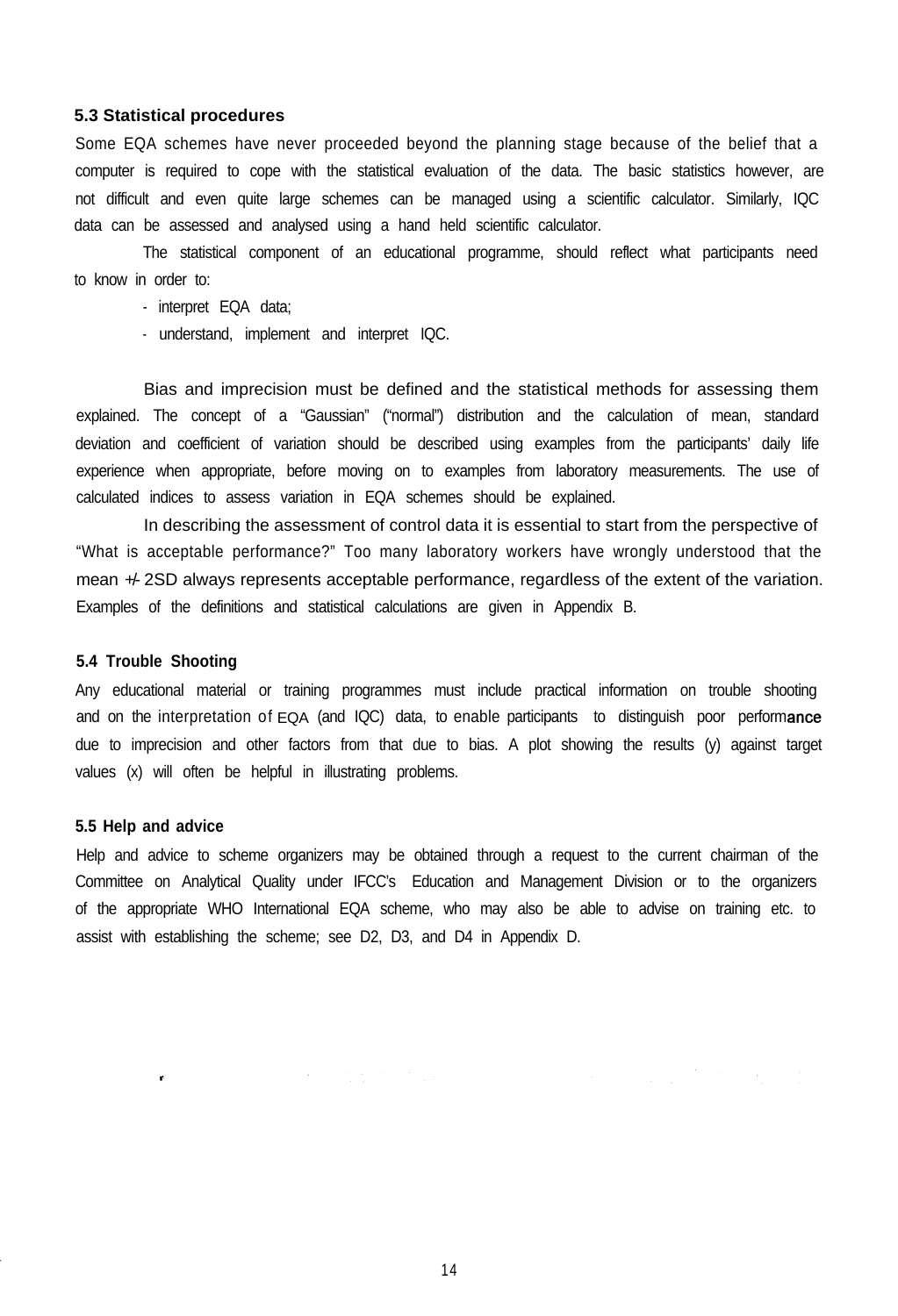### 5.3 Statistical procedures

Some EQA schemes have never proceeded beyond the planning stage because of the belief that a computer is required to cope with the statistical evaluation of the data. The basic statistics however, are not difficult and even quite large schemes can be managed using a scientific calculator. Similarly, IQC data can be assessed and analysed using a hand held scientific calculator.

The statistical component of an educational programme, should reflect what participants need to know in order to:

- interpret EQA data;
- understand, implement and interpret IQC.

Bias and imprecision must be defined and the statistical methods for assessing them explained. The concept of a "Gaussian" ("normal") distribution and the calculation of mean, standard deviation and coefficient of variation should be described using examples from the participants' daily life experience when appropriate, before moving on to examples from laboratory measurements. The use of calculated indices to assess variation in EQA schemes should be explained.

In describing the assessment of control data it is essential to start from the perspective of "What is acceptable performance?" Too many laboratory workers have wrongly understood that the mean +/- 2SD always represents acceptable performance, regardless of the extent of the variation. Examples of the definitions and statistical calculations are given in Appendix B.

### 5.4 Trouble Shooting

Any educational material or training programmes must include practical information on trouble shooting and on the interpretation of EQA (and IQC) data, to enable participants to distinguish poor performance due to imprecision and other factors from that due to bias. A plot showing the results (y) against target values (x) will often be helpful in illustrating problems.

### 5.5 Help and advice

Help and advice to scheme organizers may be obtained through a request to the current chairman of the Committee on Analytical Quality under IFCC's Education and Management Division or to the organizers of the appropriate WHO International EQA scheme, who may also be able to advise on training etc. to assist with establishing the scheme; see D2, D3, and D4 in Appendix D.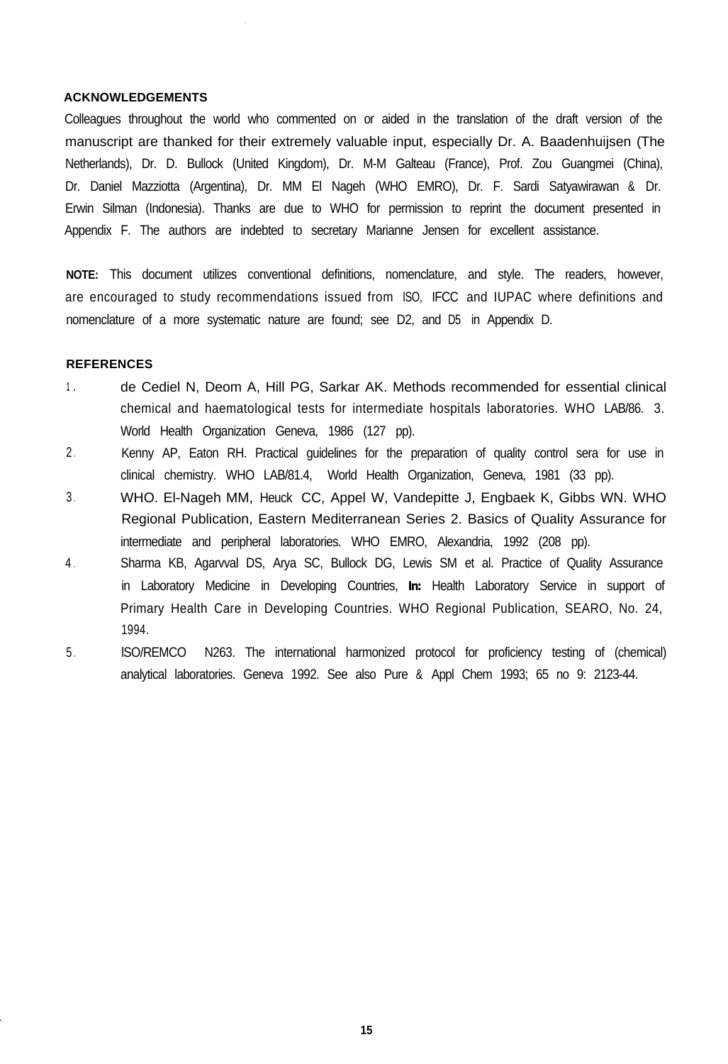## ACKNOWLEDGEMENTS

Colleagues throughout the world who commented on or aided in the translation of the draft version of the manuscript are thanked for their extremely valuable input, especially Dr. A. Baadenhuijsen (The Netherlands), Dr. D. Bullock (United Kingdom), Dr. M-M Galteau (France), Prof. Zou Guangmei (China), Dr. Daniel Mazziotta (Argentina), Dr. MM El Nageh (WHO EMRO), Dr. F. Sardi Satyawirawan & Dr. Erwin Silman (Indonesia). Thanks are due to WHO for permission to reprint the document presented in Appendix F. The authors are indebted to secretary Marianne Jensen for excellent assistance.

**NOTE:** This document utilizes conventional definitions, nomenclature, and style. The readers, however, are encouraged to study recommendations issued from ISO, IFCC and IUPAC where definitions and nomenclature of a more systematic nature are found; see D2, and D5 in Appendix D.

## REFERENCES

1. de Cediel N, Deom A, Hill PG, Sarkar AK. Methods recommended for essential clinical chemical and haematological tests for intermediate hospitals laboratories. WHO LAB/86. 3. World Health Organization Geneva, 1986 (127 pp).
2. Kenny AP, Eaton RH. Practical guidelines for the preparation of quality control sera for use in clinical chemistry. WHO LAB/81.4, World Health Organization, Geneva, 1981 (33 pp).
3. WHO. El-Nageh MM, Heuck CC, Appel W, Vandepitte J, Engbaek K, Gibbs WN. WHO Regional Publication, Eastern Mediterranean Series 2. Basics of Quality Assurance for intermediate and peripheral laboratories. WHO EMRO, Alexandria, 1992 (208 pp).
4. Sharma KB, Agarvval DS, Arya SC, Bullock DG, Lewis SM et al. Practice of Quality Assurance in Laboratory Medicine in Developing Countries, **In:** Health Laboratory Service in support of Primary Health Care in Developing Countries. WHO Regional Publication, SEARO, No. 24, 1994.
5. ISO/REMCO N263. The international harmonized protocol for proficiency testing of (chemical) analytical laboratories. Geneva 1992. See also Pure & Appl Chem 1993; 65 no 9: 2123-44.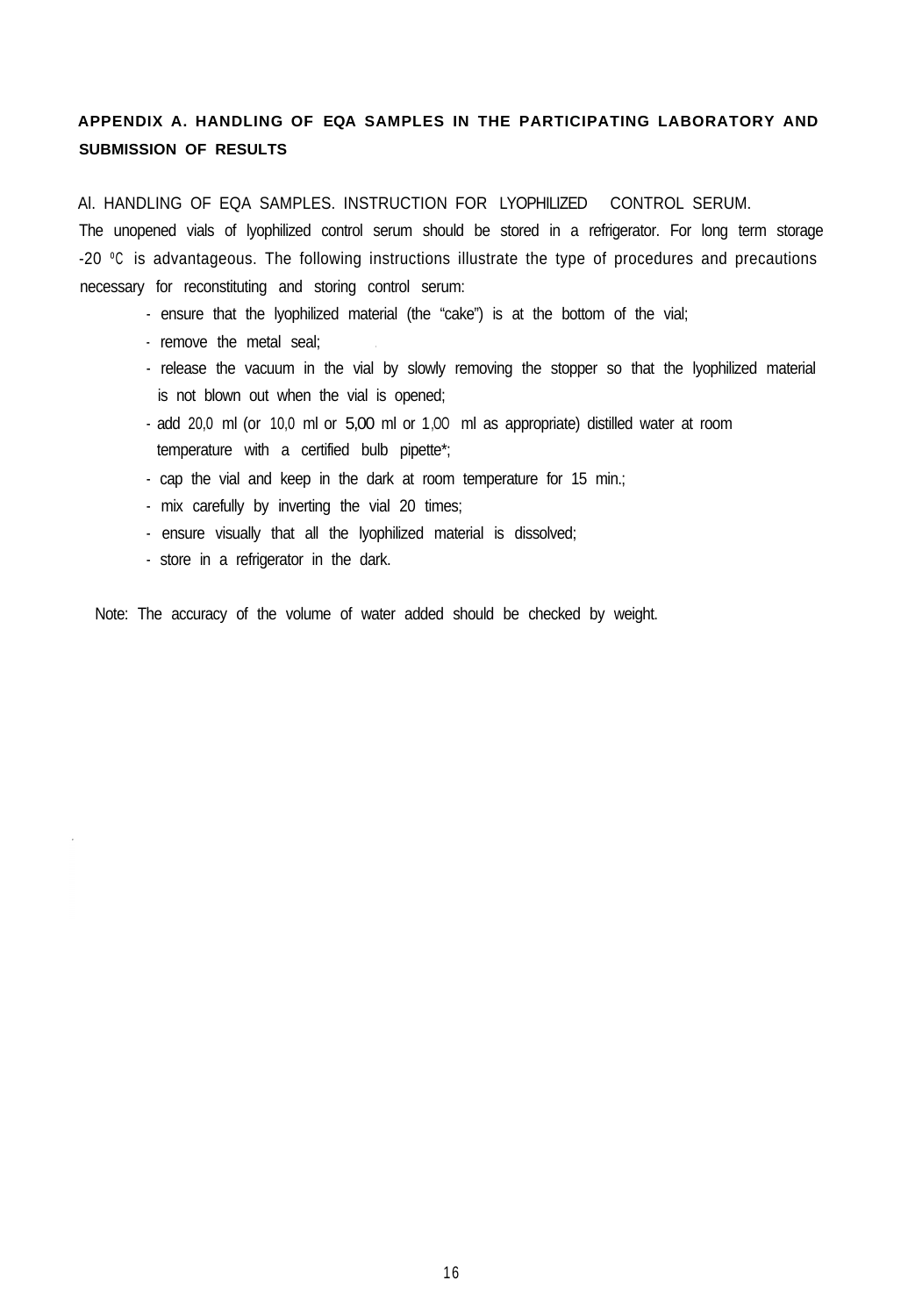## APPENDIX A. HANDLING OF EQA SAMPLES IN THE PARTICIPATING LABORATORY AND SUBMISSION OF RESULTS

### Al. HANDLING OF EQA SAMPLES. INSTRUCTION FOR LYOPHILIZED CONTROL SERUM.

The unopened vials of lyophilized control serum should be stored in a refrigerator. For long term storage -20 ºC is advantageous. The following instructions illustrate the type of procedures and precautions necessary for reconstituting and storing control serum:

- ensure that the lyophilized material (the "cake") is at the bottom of the vial;
- remove the metal seal;
- release the vacuum in the vial by slowly removing the stopper so that the lyophilized material is not blown out when the vial is opened;
- add 20,0 ml (or 10,0 ml or 5,00 ml or 1,00 ml as appropriate) distilled water at room temperature with a certified bulb pipette*;
- cap the vial and keep in the dark at room temperature for 15 min.;
- mix carefully by inverting the vial 20 times;
- ensure visually that all the lyophilized material is dissolved;
- store in a refrigerator in the dark.

Note: The accuracy of the volume of water added should be checked by weight.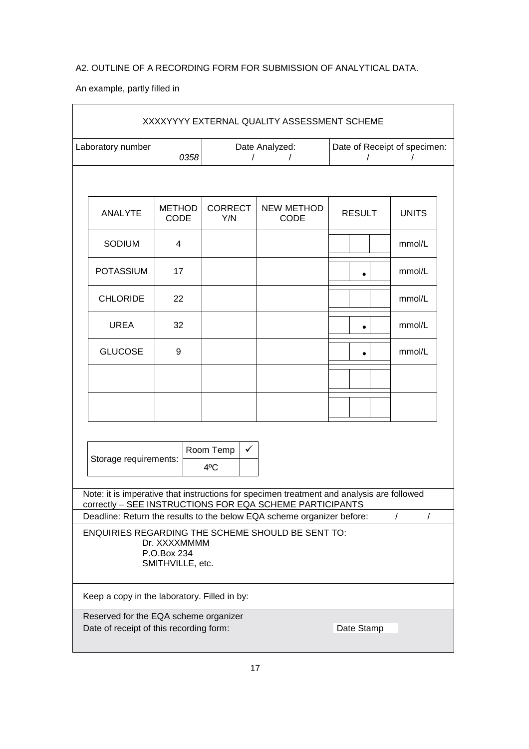A2. OUTLINE OF A RECORDING FORM FOR SUBMISSION OF ANALYTICAL DATA.

An example, partly filled in

**XXXXYYYY EXTERNAL QUALITY ASSESSMENT SCHEME**

| Laboratory number | Date Analyzed: | Date of Receipt of specimen: |
|---|---|---|
| *0358* | / / | / / |

| ANALYTE | METHOD CODE | CORRECT Y/N | NEW METHOD CODE | RESULT | UNITS |
|---|---|---|---|---|---|
| SODIUM | 4 | | | | mmol/L |
| POTASSIUM | 17 | | | • | mmol/L |
| CHLORIDE | 22 | | | | mmol/L |
| UREA | 32 | | | • | mmol/L |
| GLUCOSE | 9 | | | • | mmol/L |
| | | | | | |
| | | | | | |

| Storage requirements: | | |
|---|---|---|
| | Room Temp | ✓ |
| | 4ºC | |

Note: it is imperative that instructions for specimen treatment and analysis are followed correctly – SEE INSTRUCTIONS FOR EQA SCHEME PARTICIPANTS

Deadline: Return the results to the below EQA scheme organizer before: / /

ENQUIRIES REGARDING THE SCHEME SHOULD BE SENT TO:
Dr. XXXXMMMM
P.O.Box 234
SMITHVILLE, etc.

Keep a copy in the laboratory. Filled in by:

Reserved for the EQA scheme organizer
Date of receipt of this recording form: Date Stamp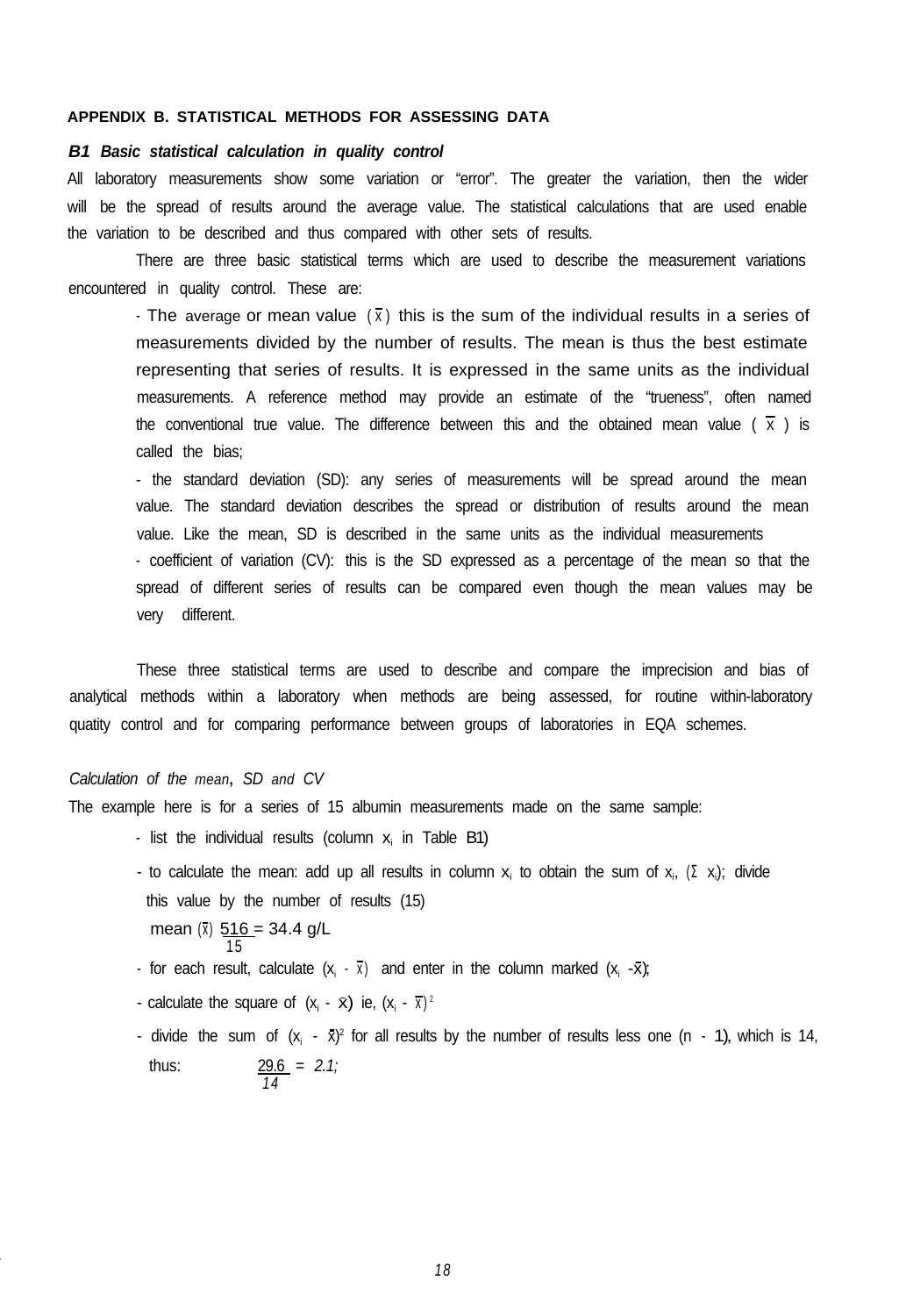## APPENDIX B. STATISTICAL METHODS FOR ASSESSING DATA

### *B1 Basic statistical calculation in quality control*

All laboratory measurements show some variation or "error". The greater the variation, then the wider will be the spread of results around the average value. The statistical calculations that are used enable the variation to be described and thus compared with other sets of results.

There are three basic statistical terms which are used to describe the measurement variations encountered in quality control. These are:

- The average or mean value ($\bar{x}$) this is the sum of the individual results in a series of measurements divided by the number of results. The mean is thus the best estimate representing that series of results. It is expressed in the same units as the individual measurements. A reference method may provide an estimate of the "trueness", often named the conventional true value. The difference between this and the obtained mean value ($\bar{x}$) is called the bias;
- the standard deviation (SD): any series of measurements will be spread around the mean value. The standard deviation describes the spread or distribution of results around the mean value. Like the mean, SD is described in the same units as the individual measurements
- coefficient of variation (CV): this is the SD expressed as a percentage of the mean so that the spread of different series of results can be compared even though the mean values may be very different.

These three statistical terms are used to describe and compare the imprecision and bias of analytical methods within a laboratory when methods are being assessed, for routine within-laboratory quatity control and for comparing performance between groups of laboratories in EQA schemes.

*Calculation of the mean, SD and CV*

The example here is for a series of 15 albumin measurements made on the same sample:

- list the individual results (column $x_i$ in Table B1)
- to calculate the mean: add up all results in column $x_i$ to obtain the sum of $x_i$, ($\Sigma x_i$); divide this value by the number of results (15)

  mean ($\bar{x}$) $\frac{516}{15} = 34.4$ g/L
- for each result, calculate ($x_i - \bar{x}$) and enter in the column marked ($x_i - \bar{x}$);
- calculate the square of ($x_i - \bar{x}$) ie, $(x_i - \bar{x})^2$
- divide the sum of $(x_i - \bar{x})^2$ for all results by the number of results less one ($n - 1$), which is 14, thus: $\frac{29.6}{14} = 2.1;$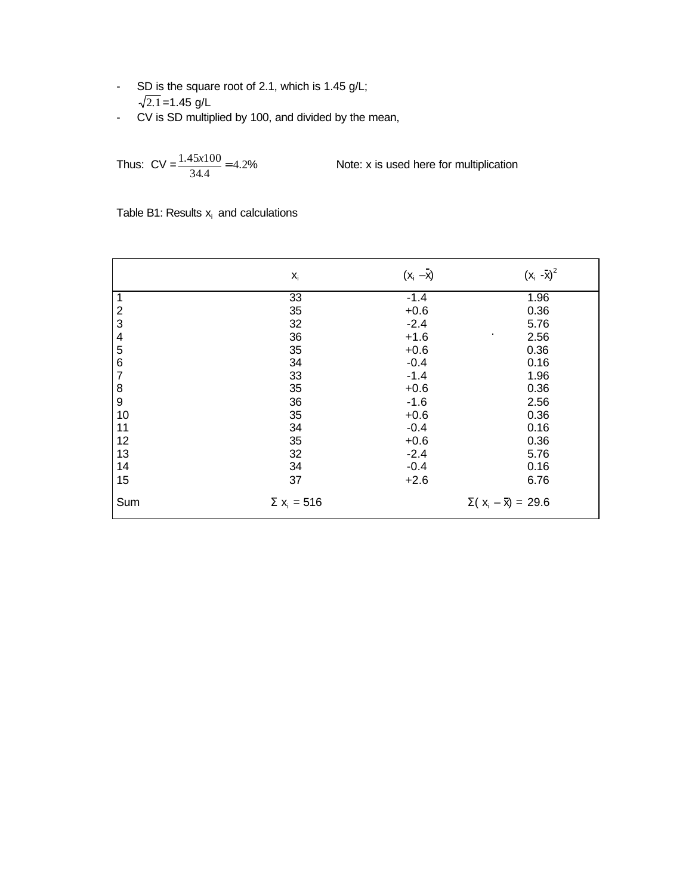- SD is the square root of 2.1, which is 1.45 g/L;
  $\sqrt{2.1}$ =1.45 g/L
- CV is SD multiplied by 100, and divided by the mean,

Thus: CV = $\frac{1.45x100}{34.4} = 4.2\%$ Note: x is used here for multiplication

Table B1: Results $x_i$ and calculations

| | $x_i$ | $(x_i - \bar{x})$ | $(x_i - \bar{x})^2$ |
|---|---|---|---|
| 1 | 33 | -1.4 | 1.96 |
| 2 | 35 | +0.6 | 0.36 |
| 3 | 32 | -2.4 | 5.76 |
| 4 | 36 | +1.6 | 2.56 |
| 5 | 35 | +0.6 | 0.36 |
| 6 | 34 | -0.4 | 0.16 |
| 7 | 33 | -1.4 | 1.96 |
| 8 | 35 | +0.6 | 0.36 |
| 9 | 36 | -1.6 | 2.56 |
| 10 | 35 | +0.6 | 0.36 |
| 11 | 34 | -0.4 | 0.16 |
| 12 | 35 | +0.6 | 0.36 |
| 13 | 32 | -2.4 | 5.76 |
| 14 | 34 | -0.4 | 0.16 |
| 15 | 37 | +2.6 | 6.76 |
| Sum | $\Sigma x_i = 516$ | | $\Sigma(x_i - \bar{x}) = 29.6$ |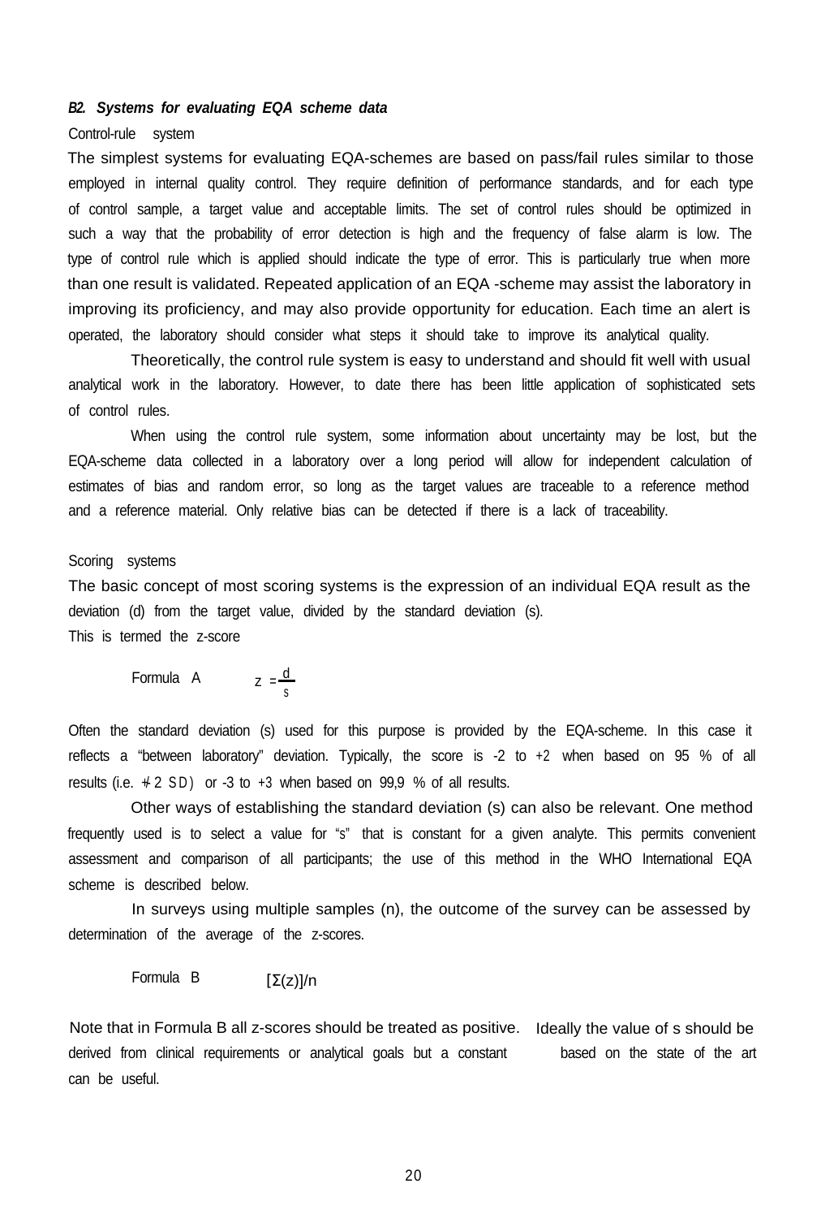### *B2. Systems for evaluating EQA scheme data*

Control-rule system

The simplest systems for evaluating EQA-schemes are based on pass/fail rules similar to those employed in internal quality control. They require definition of performance standards, and for each type of control sample, a target value and acceptable limits. The set of control rules should be optimized in such a way that the probability of error detection is high and the frequency of false alarm is low. The type of control rule which is applied should indicate the type of error. This is particularly true when more than one result is validated. Repeated application of an EQA -scheme may assist the laboratory in improving its proficiency, and may also provide opportunity for education. Each time an alert is operated, the laboratory should consider what steps it should take to improve its analytical quality.

Theoretically, the control rule system is easy to understand and should fit well with usual analytical work in the laboratory. However, to date there has been little application of sophisticated sets of control rules.

When using the control rule system, some information about uncertainty may be lost, but the EQA-scheme data collected in a laboratory over a long period will allow for independent calculation of estimates of bias and random error, so long as the target values are traceable to a reference method and a reference material. Only relative bias can be detected if there is a lack of traceability.

Scoring systems

The basic concept of most scoring systems is the expression of an individual EQA result as the deviation (d) from the target value, divided by the standard deviation (s).
This is termed the z-score

Formula A $$z = \frac{d}{s}$$

Often the standard deviation (s) used for this purpose is provided by the EQA-scheme. In this case it reflects a "between laboratory" deviation. Typically, the score is -2 to +2 when based on 95 % of all results (i.e. +/- 2 SD) or -3 to +3 when based on 99,9 % of all results.

Other ways of establishing the standard deviation (s) can also be relevant. One method frequently used is to select a value for "s" that is constant for a given analyte. This permits convenient assessment and comparison of all participants; the use of this method in the WHO International EQA scheme is described below.

In surveys using multiple samples (n), the outcome of the survey can be assessed by determination of the average of the z-scores.

Formula B $$[\Sigma(z)]/n$$

Note that in Formula B all z-scores should be treated as positive. Ideally the value of s should be derived from clinical requirements or analytical goals but a constant based on the state of the art can be useful.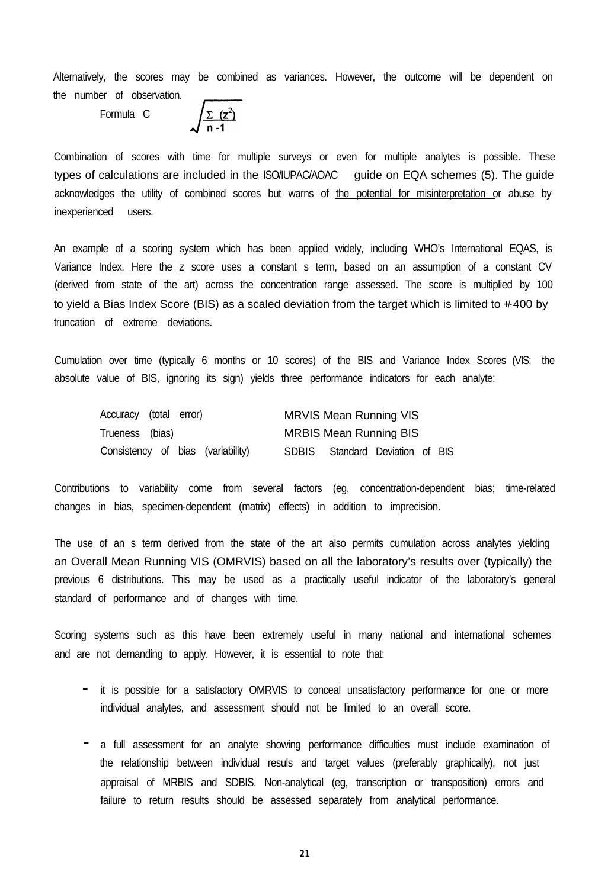Alternatively, the scores may be combined as variances. However, the outcome will be dependent on the number of observation.

Formula C $$\sqrt{\frac{\Sigma\ (z^2)}{n-1}}$$

Combination of scores with time for multiple surveys or even for multiple analytes is possible. These types of calculations are included in the ISO/IUPAC/AOAC guide on EQA schemes (5). The guide acknowledges the utility of combined scores but warns of the potential for misinterpretation or abuse by inexperienced users.

An example of a scoring system which has been applied widely, including WHO's International EQAS, is Variance Index. Here the z score uses a constant s term, based on an assumption of a constant CV (derived from state of the art) across the concentration range assessed. The score is multiplied by 100 to yield a Bias Index Score (BIS) as a scaled deviation from the target which is limited to +/-400 by truncation of extreme deviations.

Cumulation over time (typically 6 months or 10 scores) of the BIS and Variance Index Scores (VIS; the absolute value of BIS, ignoring its sign) yields three performance indicators for each analyte:

| | |
|---|---|
| Accuracy (total error) | MRVIS Mean Running VIS |
| Trueness (bias) | MRBIS Mean Running BIS |
| Consistency of bias (variability) | SDBIS Standard Deviation of BIS |

Contributions to variability come from several factors (eg, concentration-dependent bias; time-related changes in bias, specimen-dependent (matrix) effects) in addition to imprecision.

The use of an s term derived from the state of the art also permits cumulation across analytes yielding an Overall Mean Running VIS (OMRVIS) based on all the laboratory's results over (typically) the previous 6 distributions. This may be used as a practically useful indicator of the laboratory's general standard of performance and of changes with time.

Scoring systems such as this have been extremely useful in many national and international schemes and are not demanding to apply. However, it is essential to note that:

- it is possible for a satisfactory OMRVIS to conceal unsatisfactory performance for one or more individual analytes, and assessment should not be limited to an overall score.
- a full assessment for an analyte showing performance difficulties must include examination of the relationship between individual resuls and target values (preferably graphically), not just appraisal of MRBIS and SDBIS. Non-analytical (eg, transcription or transposition) errors and failure to return results should be assessed separately from analytical performance.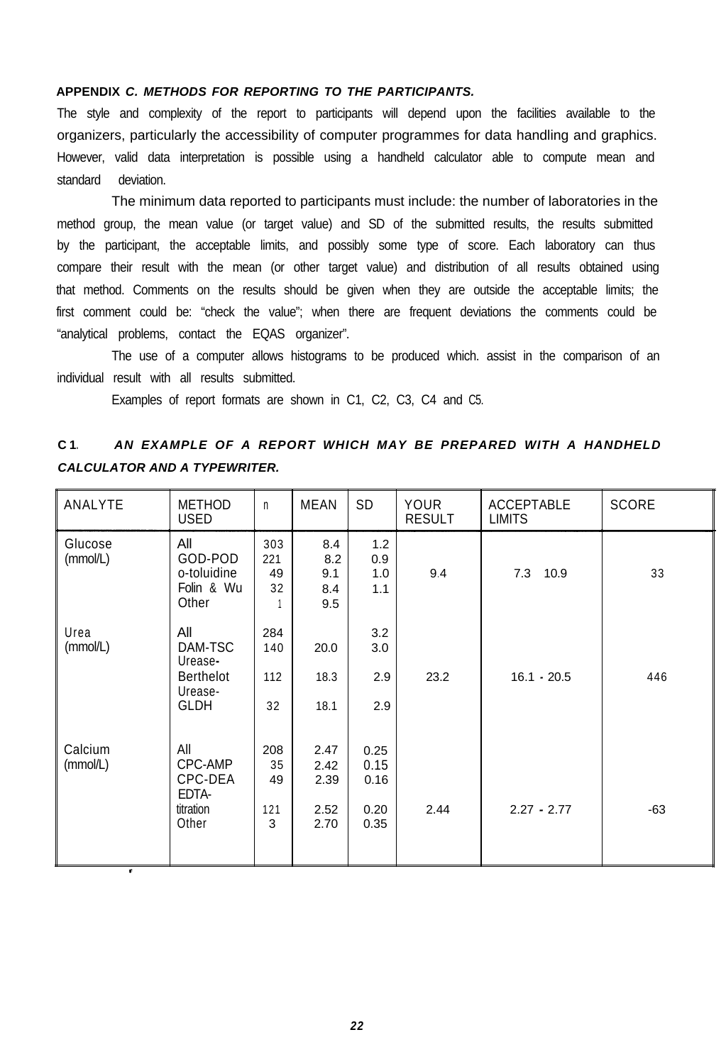**APPENDIX** ***C. METHODS FOR REPORTING TO THE PARTICIPANTS.***

The style and complexity of the report to participants will depend upon the facilities available to the organizers, particularly the accessibility of computer programmes for data handling and graphics. However, valid data interpretation is possible using a handheld calculator able to compute mean and standard deviation.

The minimum data reported to participants must include: the number of laboratories in the method group, the mean value (or target value) and SD of the submitted results, the results submitted by the participant, the acceptable limits, and possibly some type of score. Each laboratory can thus compare their result with the mean (or other target value) and distribution of all results obtained using that method. Comments on the results should be given when they are outside the acceptable limits; the first comment could be: "check the value"; when there are frequent deviations the comments could be "analytical problems, contact the EQAS organizer".

The use of a computer allows histograms to be produced which. assist in the comparison of an individual result with all results submitted.

Examples of report formats are shown in C1, C2, C3, C4 and C5.

**C1.** ***AN EXAMPLE OF A REPORT WHICH MAY BE PREPARED WITH A HANDHELD CALCULATOR AND A TYPEWRITER.***

| ANALYTE | METHOD USED | n | MEAN | SD | YOUR RESULT | ACCEPTABLE LIMITS | SCORE |
|---|---|---|---|---|---|---|---|
| Glucose (mmol/L) | All | 303 | 8.4 | 1.2 | | | |
| | GOD-POD | 221 | 8.2 | 0.9 | | | |
| | o-toluidine | 49 | 9.1 | 1.0 | 9.4 | 7.3 10.9 | 33 |
| | Folin & Wu | 32 | 8.4 | 1.1 | | | |
| | Other | 1 | 9.5 | | | | |
| Urea (mmol/L) | All | 284 | | 3.2 | | | |
| | DAM-TSC | 140 | 20.0 | 3.0 | | | |
| | Urease-Berthelot | 112 | 18.3 | 2.9 | 23.2 | 16.1 - 20.5 | 446 |
| | Urease-GLDH | 32 | 18.1 | 2.9 | | | |
| Calcium (mmol/L) | All | 208 | 2.47 | 0.25 | | | |
| | CPC-AMP | 35 | 2.42 | 0.15 | | | |
| | CPC-DEA | 49 | 2.39 | 0.16 | | | |
| | EDTA-titration | 121 | 2.52 | 0.20 | 2.44 | 2.27 - 2.77 | -63 |
| | Other | 3 | 2.70 | 0.35 | | | |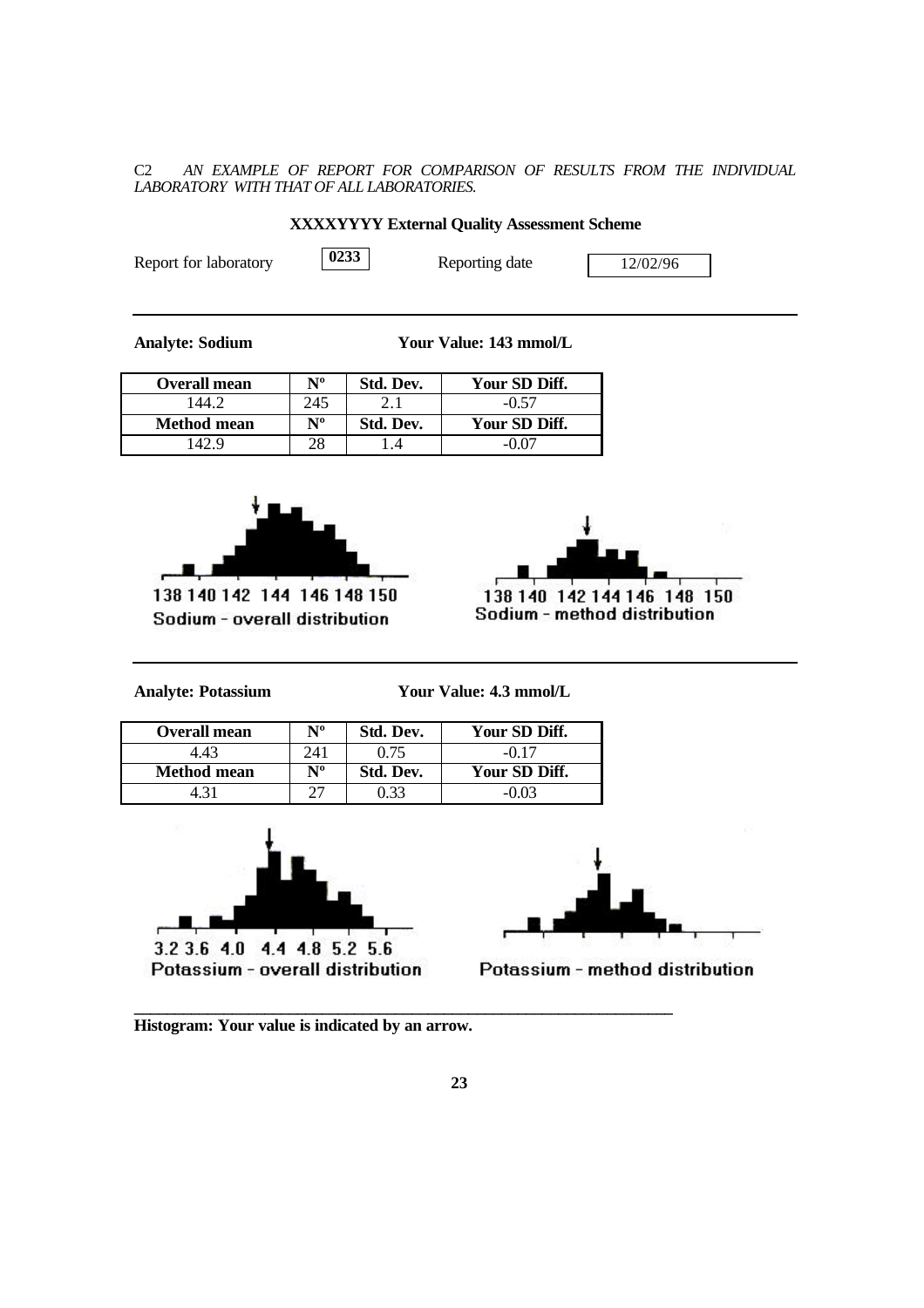C2 *AN EXAMPLE OF REPORT FOR COMPARISON OF RESULTS FROM THE INDIVIDUAL LABORATORY WITH THAT OF ALL LABORATORIES.*

**XXXXYYYY External Quality Assessment Scheme**

Report for laboratory **0233** Reporting date 12/02/96

---

**Analyte: Sodium** **Your Value: 143 mmol/L**

| Overall mean | Nº | Std. Dev. | Your SD Diff. |
|---|---|---|---|
| 144.2 | 245 | 2.1 | -0.57 |
| **Method mean** | **Nº** | **Std. Dev.** | **Your SD Diff.** |
| 142.9 | 28 | 1.4 | -0.07 |

138 140 142 144 146 148 150
Sodium - overall distribution

138 140 142 144 146 148 150
Sodium - method distribution

---

**Analyte: Potassium** **Your Value: 4.3 mmol/L**

| Overall mean | Nº | Std. Dev. | Your SD Diff. |
|---|---|---|---|
| 4.43 | 241 | 0.75 | -0.17 |
| **Method mean** | **Nº** | **Std. Dev.** | **Your SD Diff.** |
| 4.31 | 27 | 0.33 | -0.03 |

3.2 3.6 4.0 4.4 4.8 5.2 5.6
Potassium - overall distribution

Potassium - method distribution

---

**Histogram: Your value is indicated by an arrow.**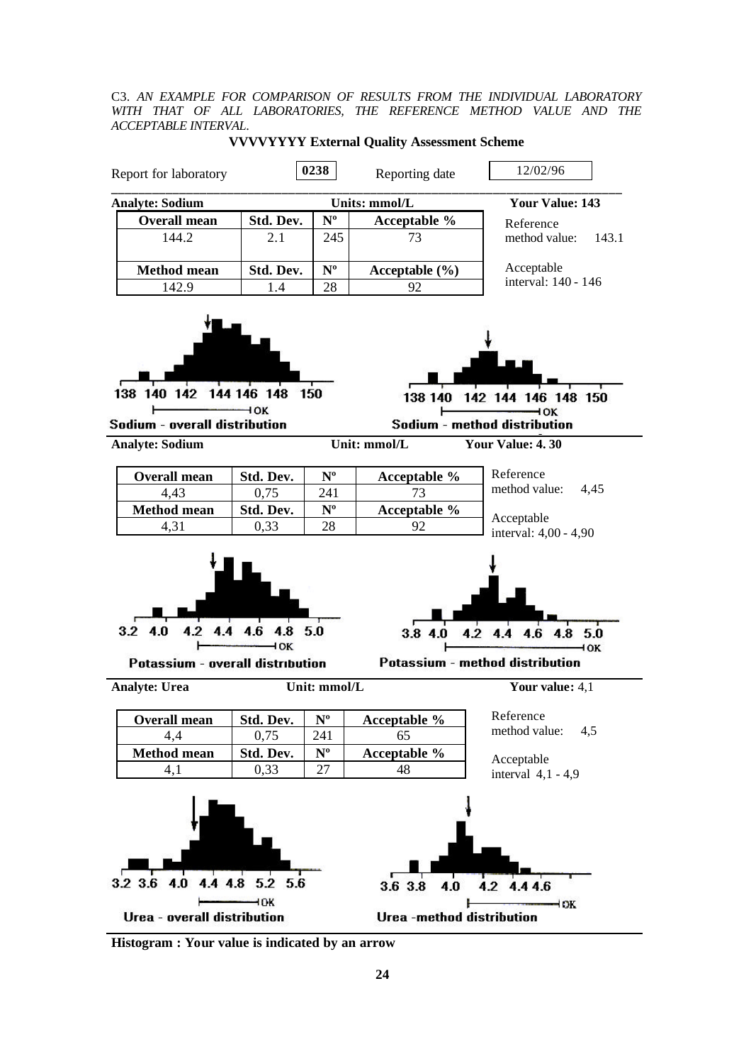C3. *AN EXAMPLE FOR COMPARISON OF RESULTS FROM THE INDIVIDUAL LABORATORY WITH THAT OF ALL LABORATORIES, THE REFERENCE METHOD VALUE AND THE ACCEPTABLE INTERVAL.*

**VVVVYYYY External Quality Assessment Scheme**

Report for laboratory **0238** Reporting date 12/02/96

**Analyte: Sodium** **Units: mmol/L** **Your Value: 143**

| Overall mean | Std. Dev. | Nº | Acceptable % |
|---|---|---|---|
| 144.2 | 2.1 | 245 | 73 |
| **Method mean** | **Std. Dev.** | **Nº** | **Acceptable (%)** |
| 142.9 | 1.4 | 28 | 92 |

Reference method value: 143.1

Acceptable interval: 140 - 146

138 140 142 144 146 148 150 — OK

Sodium - overall distribution

138 140 142 144 146 148 150 — OK

Sodium - method distribution

**Analyte: Sodium** **Unit: mmol/L** **Your Value: 4. 30**

| Overall mean | Std. Dev. | Nº | Acceptable % |
|---|---|---|---|
| 4,43 | 0,75 | 241 | 73 |
| **Method mean** | **Std. Dev.** | **Nº** | **Acceptable %** |
| 4,31 | 0,33 | 28 | 92 |

Reference method value: 4,45

Acceptable interval: 4,00 - 4,90

3.2 4.0 4.2 4.4 4.6 4.8 5.0 — OK

Potassium - overall distribution

3.8 4.0 4.2 4.4 4.6 4.8 5.0 — OK

Potassium - method distribution

**Analyte: Urea** **Unit: mmol/L** **Your value:** 4,1

| Overall mean | Std. Dev. | Nº | Acceptable % |
|---|---|---|---|
| 4,4 | 0,75 | 241 | 65 |
| **Method mean** | **Std. Dev.** | **Nº** | **Acceptable %** |
| 4,1 | 0,33 | 27 | 48 |

Reference method value: 4,5

Acceptable interval 4,1 - 4,9

3.2 3.6 4.0 4.4 4.8 5.2 5.6 — OK

Urea - overall distribution

3.6 3.8 4.0 4.2 4.4 4.6 — OK

Urea -method distribution

**Histogram : Your value is indicated by an arrow**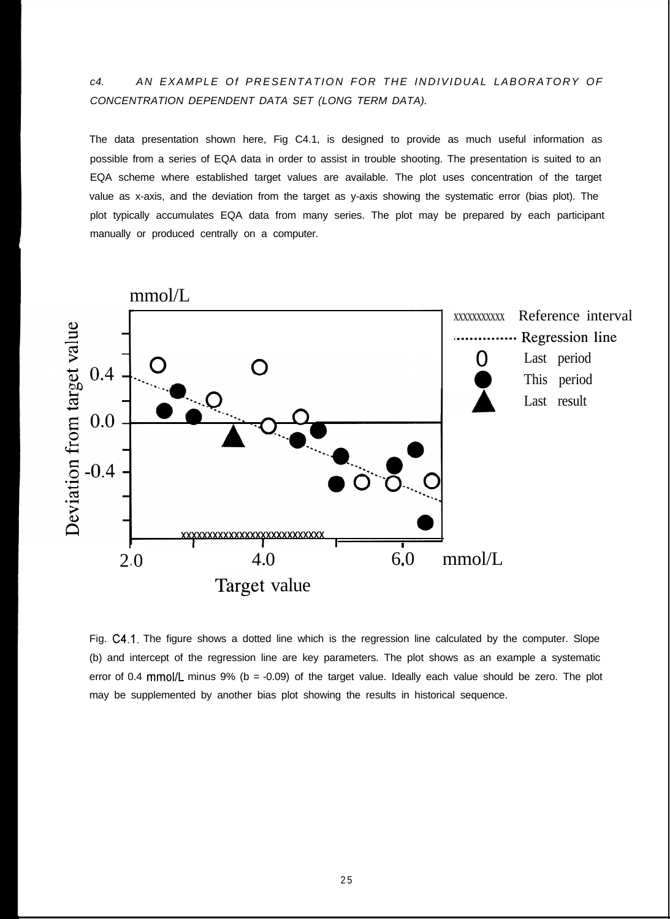*c4. AN EXAMPLE Of PRESENTATION FOR THE INDIVIDUAL LABORATORY OF CONCENTRATION DEPENDENT DATA SET (LONG TERM DATA).*

The data presentation shown here, Fig C4.1, is designed to provide as much useful information as possible from a series of EQA data in order to assist in trouble shooting. The presentation is suited to an EQA scheme where established target values are available. The plot uses concentration of the target value as x-axis, and the deviation from the target as y-axis showing the systematic error (bias plot). The plot typically accumulates EQA data from many series. The plot may be prepared by each participant manually or produced centrally on a computer.

Fig. C4.1. The figure shows a dotted line which is the regression line calculated by the computer. Slope (b) and intercept of the regression line are key parameters. The plot shows as an example a systematic error of 0.4 mmol/L minus 9% (b = -0.09) of the target value. Ideally each value should be zero. The plot may be supplemented by another bias plot showing the results in historical sequence.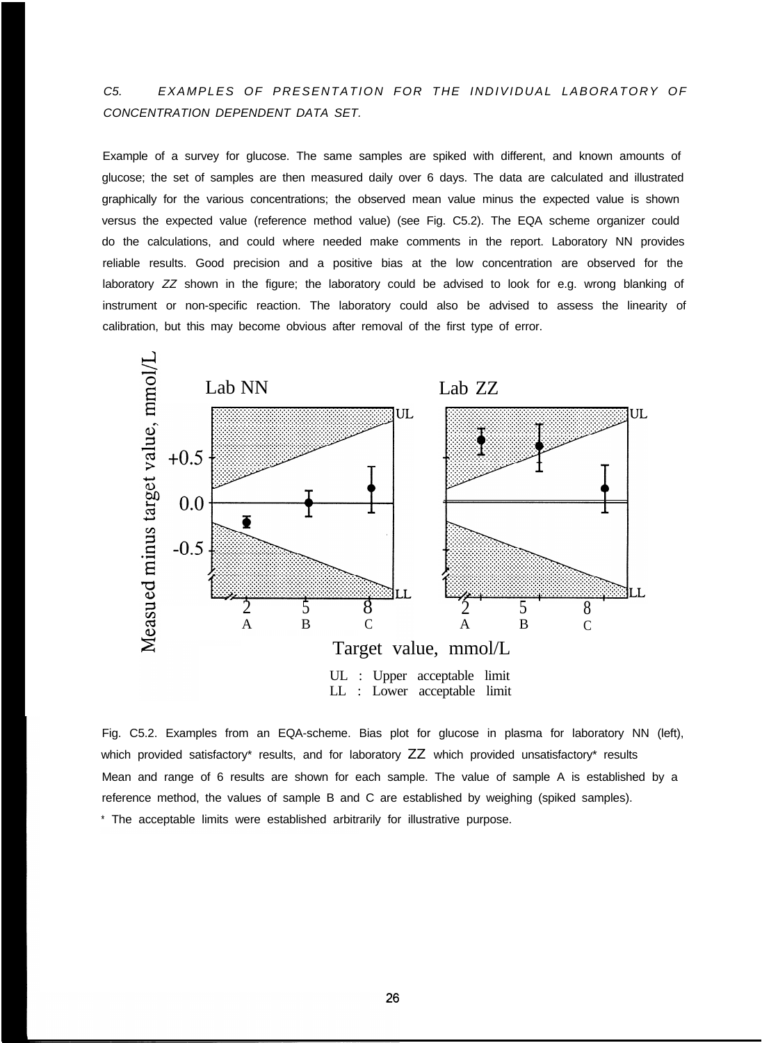### C5. EXAMPLES OF PRESENTATION FOR THE INDIVIDUAL LABORATORY OF CONCENTRATION DEPENDENT DATA SET.

Example of a survey for glucose. The same samples are spiked with different, and known amounts of glucose; the set of samples are then measured daily over 6 days. The data are calculated and illustrated graphically for the various concentrations; the observed mean value minus the expected value is shown versus the expected value (reference method value) (see Fig. C5.2). The EQA scheme organizer could do the calculations, and could where needed make comments in the report. Laboratory NN provides reliable results. Good precision and a positive bias at the low concentration are observed for the laboratory *ZZ* shown in the figure; the laboratory could be advised to look for e.g. wrong blanking of instrument or non-specific reaction. The laboratory could also be advised to assess the linearity of calibration, but this may become obvious after removal of the first type of error.

Lab NN Lab ZZ

Measued minus target value, mmol/L

+0.5 0.0 -0.5

UL LL UL LL

2 A 5 B 8 C 2 A 5 B 8 C

Target value, mmol/L

UL : Upper acceptable limit
LL : Lower acceptable limit

Fig. C5.2. Examples from an EQA-scheme. Bias plot for glucose in plasma for laboratory NN (left), which provided satisfactory* results, and for laboratory ZZ which provided unsatisfactory* results Mean and range of 6 results are shown for each sample. The value of sample A is established by a reference method, the values of sample B and C are established by weighing (spiked samples).

\* The acceptable limits were established arbitrarily for illustrative purpose.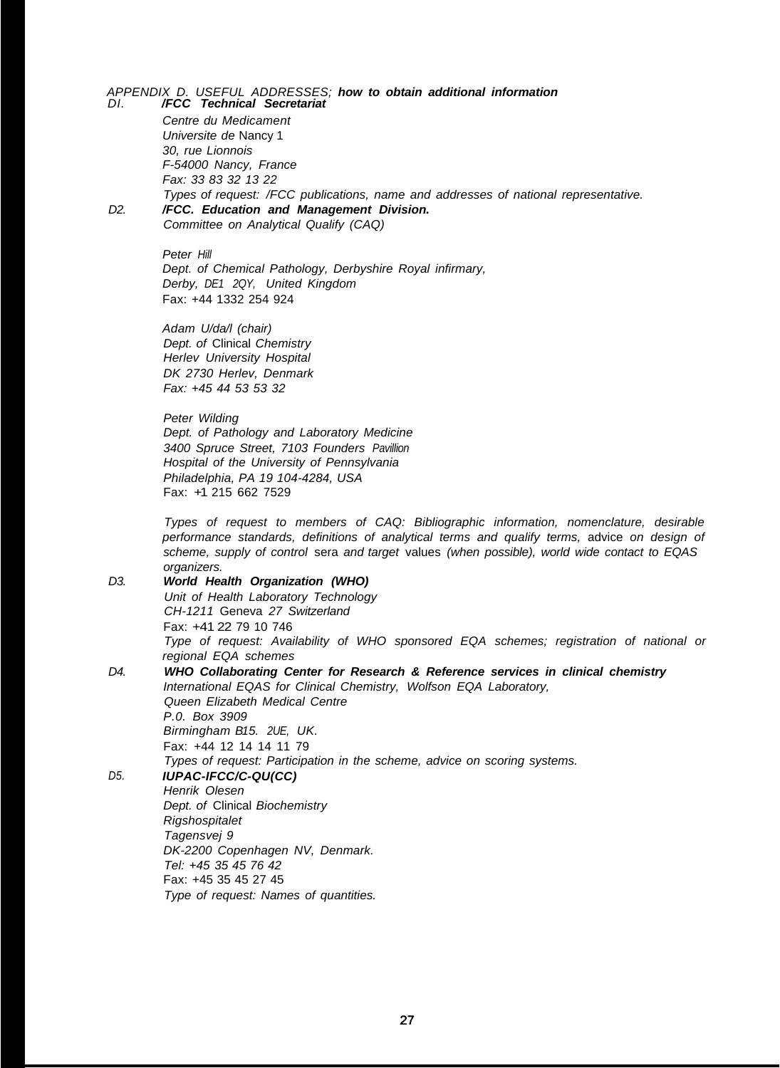*APPENDIX D. USEFUL ADDRESSES;* ***how to obtain additional information***

*DI.* ***/FCC Technical Secretariat***

*Centre du Medicament*
*Universite de* Nancy 1
*30, rue Lionnois*
*F-54000 Nancy, France*
*Fax: 33 83 32 13 22*
*Types of request: /FCC publications, name and addresses of national representative.*

*D2.* ***/FCC. Education and Management Division.***

*Committee on Analytical Qualify (CAQ)*

*Peter Hill*
*Dept. of Chemical Pathology, Derbyshire Royal infirmary,*
*Derby, DE1 2QY, United Kingdom*
Fax: +44 1332 254 924

*Adam U/da/l (chair)*
*Dept. of* Clinical *Chemistry*
*Herlev University Hospital*
*DK 2730 Herlev, Denmark*
*Fax: +45 44 53 53 32*

*Peter Wilding*
*Dept. of Pathology and Laboratory Medicine*
*3400 Spruce Street, 7103 Founders Pavillion*
*Hospital of the University of Pennsylvania*
*Philadelphia, PA 19 104-4284, USA*
Fax: +1 215 662 7529

*Types of request to members of CAQ: Bibliographic information, nomenclature, desirable performance standards, definitions of analytical terms and qualify terms,* advice *on design of scheme, supply of control* sera *and target* values *(when possible), world wide contact to EQAS organizers.*

*D3.* ***World Health Organization (WHO)***

*Unit of Health Laboratory Technology*
*CH-1211* Geneva *27 Switzerland*
Fax: +41 22 79 10 746
*Type of request: Availability of WHO sponsored EQA schemes; registration of national or regional EQA schemes*

*D4.* ***WHO Collaborating Center for Research & Reference services in clinical chemistry***

*International EQAS for Clinical Chemistry, Wolfson EQA Laboratory,*
*Queen Elizabeth Medical Centre*
*P.0. Box 3909*
*Birmingham B15. 2UE, UK.*
Fax: +44 12 14 14 11 79
*Types of request: Participation in the scheme, advice on scoring systems.*

*D5.* ***IUPAC-IFCC/C-QU(CC)***

*Henrik Olesen*
*Dept. of* Clinical *Biochemistry*
*Rigshospitalet*
*Tagensvej 9*
*DK-2200 Copenhagen NV, Denmark.*
*Tel: +45 35 45 76 42*
Fax: +45 35 45 27 45
*Type of request: Names of quantities.*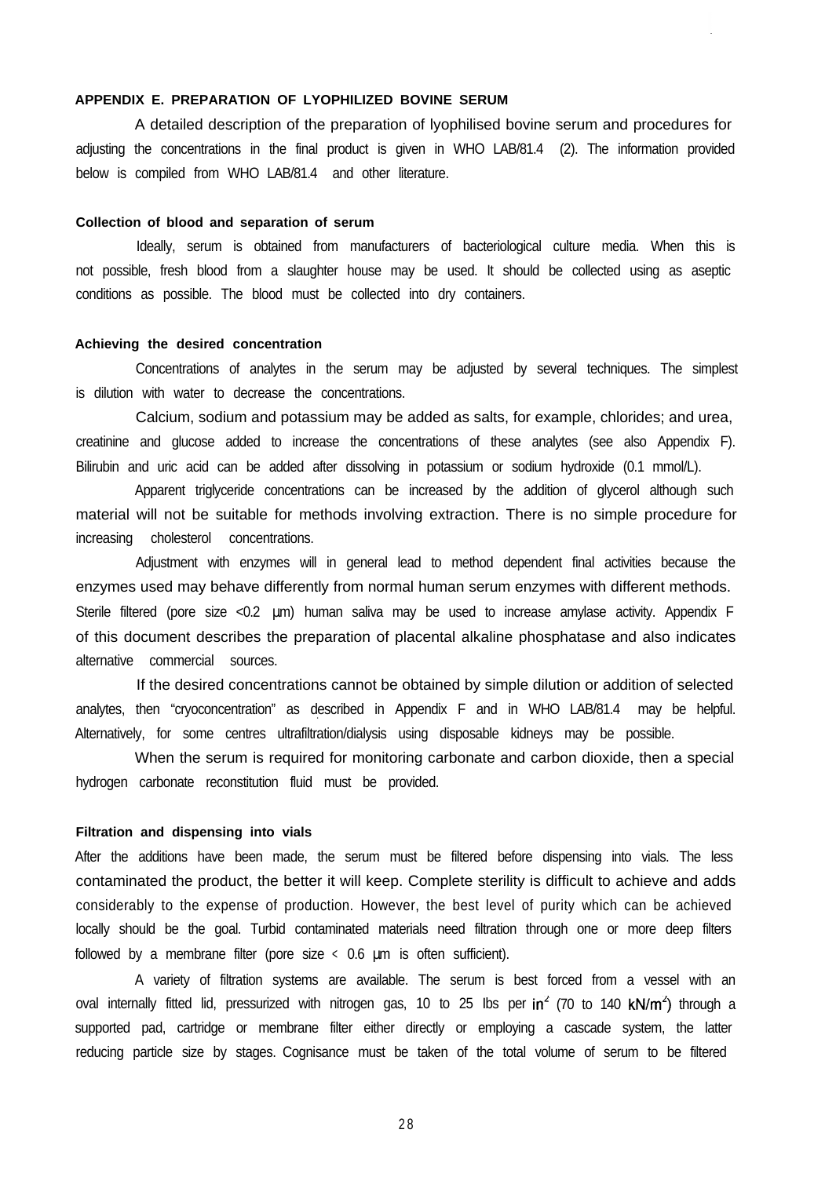## APPENDIX E. PREPARATION OF LYOPHILIZED BOVINE SERUM

A detailed description of the preparation of lyophilised bovine serum and procedures for adjusting the concentrations in the final product is given in WHO LAB/81.4 (2). The information provided below is compiled from WHO LAB/81.4 and other literature.

### Collection of blood and separation of serum

Ideally, serum is obtained from manufacturers of bacteriological culture media. When this is not possible, fresh blood from a slaughter house may be used. It should be collected using as aseptic conditions as possible. The blood must be collected into dry containers.

### Achieving the desired concentration

Concentrations of analytes in the serum may be adjusted by several techniques. The simplest is dilution with water to decrease the concentrations.

Calcium, sodium and potassium may be added as salts, for example, chlorides; and urea, creatinine and glucose added to increase the concentrations of these analytes (see also Appendix F). Bilirubin and uric acid can be added after dissolving in potassium or sodium hydroxide (0.1 mmol/L).

Apparent triglyceride concentrations can be increased by the addition of glycerol although such material will not be suitable for methods involving extraction. There is no simple procedure for increasing cholesterol concentrations.

Adjustment with enzymes will in general lead to method dependent final activities because the enzymes used may behave differently from normal human serum enzymes with different methods. Sterile filtered (pore size <0.2 µm) human saliva may be used to increase amylase activity. Appendix F of this document describes the preparation of placental alkaline phosphatase and also indicates alternative commercial sources.

If the desired concentrations cannot be obtained by simple dilution or addition of selected analytes, then "cryoconcentration" as described in Appendix F and in WHO LAB/81.4 may be helpful. Alternatively, for some centres ultrafiltration/dialysis using disposable kidneys may be possible.

When the serum is required for monitoring carbonate and carbon dioxide, then a special hydrogen carbonate reconstitution fluid must be provided.

### Filtration and dispensing into vials

After the additions have been made, the serum must be filtered before dispensing into vials. The less contaminated the product, the better it will keep. Complete sterility is difficult to achieve and adds considerably to the expense of production. However, the best level of purity which can be achieved locally should be the goal. Turbid contaminated materials need filtration through one or more deep filters followed by a membrane filter (pore size < 0.6 µm is often sufficient).

A variety of filtration systems are available. The serum is best forced from a vessel with an oval internally fitted lid, pressurized with nitrogen gas, 10 to 25 lbs per $in^2$ (70 to 140 $kN/m^2$) through a supported pad, cartridge or membrane filter either directly or employing a cascade system, the latter reducing particle size by stages. Cognisance must be taken of the total volume of serum to be filtered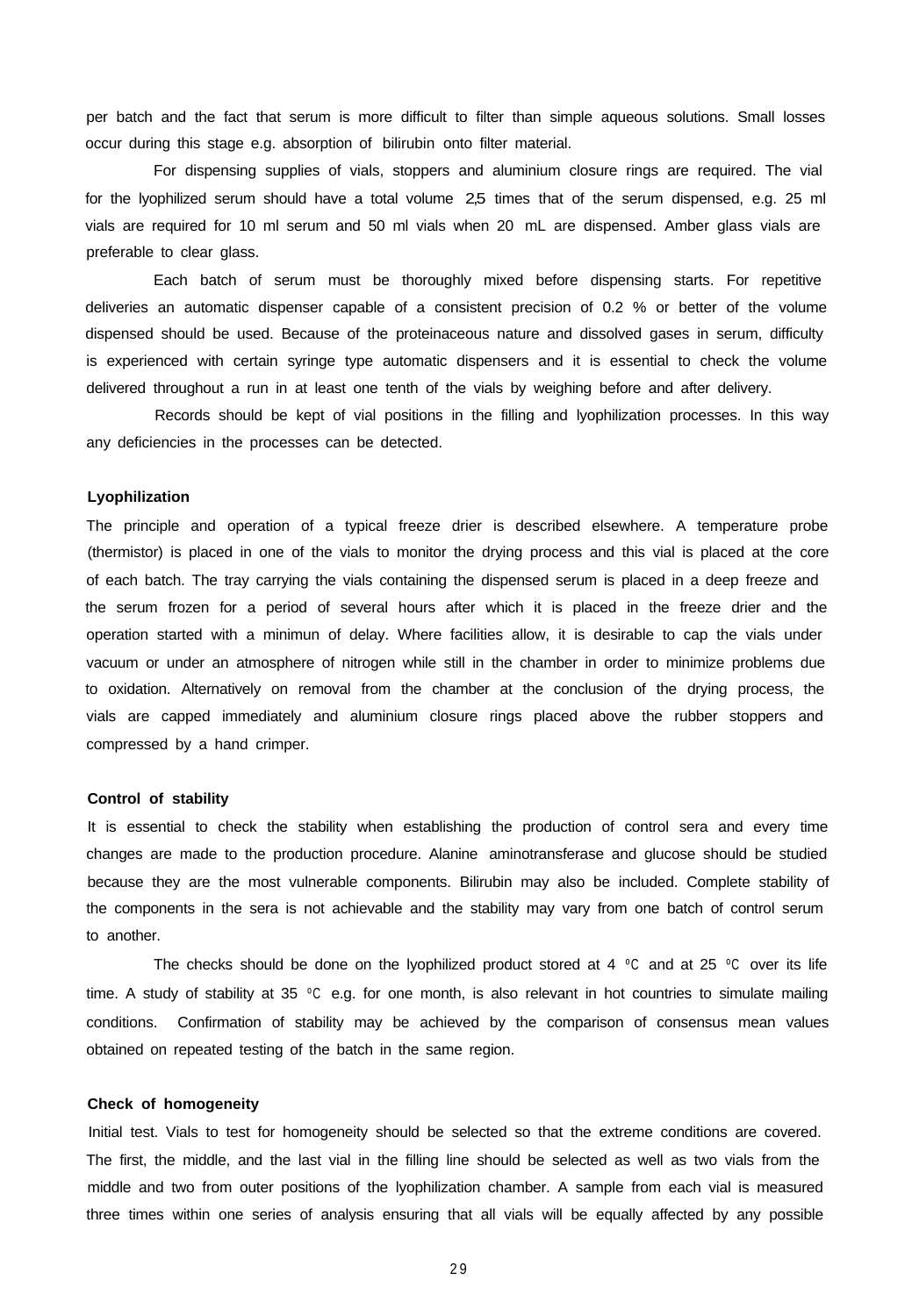per batch and the fact that serum is more difficult to filter than simple aqueous solutions. Small losses occur during this stage e.g. absorption of bilirubin onto filter material.

For dispensing supplies of vials, stoppers and aluminium closure rings are required. The vial for the lyophilized serum should have a total volume 2,5 times that of the serum dispensed, e.g. 25 ml vials are required for 10 ml serum and 50 ml vials when 20 mL are dispensed. Amber glass vials are preferable to clear glass.

Each batch of serum must be thoroughly mixed before dispensing starts. For repetitive deliveries an automatic dispenser capable of a consistent precision of 0.2 % or better of the volume dispensed should be used. Because of the proteinaceous nature and dissolved gases in serum, difficulty is experienced with certain syringe type automatic dispensers and it is essential to check the volume delivered throughout a run in at least one tenth of the vials by weighing before and after delivery.

Records should be kept of vial positions in the filling and lyophilization processes. In this way any deficiencies in the processes can be detected.

**Lyophilization**

The principle and operation of a typical freeze drier is described elsewhere. A temperature probe (thermistor) is placed in one of the vials to monitor the drying process and this vial is placed at the core of each batch. The tray carrying the vials containing the dispensed serum is placed in a deep freeze and the serum frozen for a period of several hours after which it is placed in the freeze drier and the operation started with a minimun of delay. Where facilities allow, it is desirable to cap the vials under vacuum or under an atmosphere of nitrogen while still in the chamber in order to minimize problems due to oxidation. Alternatively on removal from the chamber at the conclusion of the drying process, the vials are capped immediately and aluminium closure rings placed above the rubber stoppers and compressed by a hand crimper.

**Control of stability**

It is essential to check the stability when establishing the production of control sera and every time changes are made to the production procedure. Alanine aminotransferase and glucose should be studied because they are the most vulnerable components. Bilirubin may also be included. Complete stability of the components in the sera is not achievable and the stability may vary from one batch of control serum to another.

The checks should be done on the lyophilized product stored at 4 ºC and at 25 ºC over its life time. A study of stability at 35 ºC e.g. for one month, is also relevant in hot countries to simulate mailing conditions. Confirmation of stability may be achieved by the comparison of consensus mean values obtained on repeated testing of the batch in the same region.

**Check of homogeneity**

Initial test. Vials to test for homogeneity should be selected so that the extreme conditions are covered. The first, the middle, and the last vial in the filling line should be selected as well as two vials from the middle and two from outer positions of the lyophilization chamber. A sample from each vial is measured three times within one series of analysis ensuring that all vials will be equally affected by any possible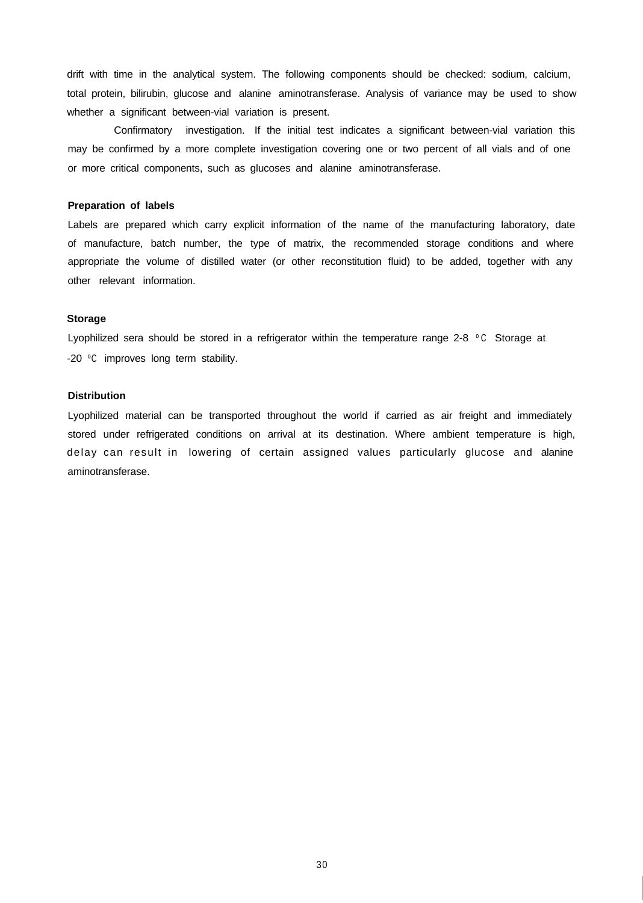drift with time in the analytical system. The following components should be checked: sodium, calcium, total protein, bilirubin, glucose and alanine aminotransferase. Analysis of variance may be used to show whether a significant between-vial variation is present.

Confirmatory investigation. If the initial test indicates a significant between-vial variation this may be confirmed by a more complete investigation covering one or two percent of all vials and of one or more critical components, such as glucoses and alanine aminotransferase.

**Preparation of labels**

Labels are prepared which carry explicit information of the name of the manufacturing laboratory, date of manufacture, batch number, the type of matrix, the recommended storage conditions and where appropriate the volume of distilled water (or other reconstitution fluid) to be added, together with any other relevant information.

**Storage**

Lyophilized sera should be stored in a refrigerator within the temperature range 2-8 °C Storage at -20 °C improves long term stability.

**Distribution**

Lyophilized material can be transported throughout the world if carried as air freight and immediately stored under refrigerated conditions on arrival at its destination. Where ambient temperature is high, delay can result in lowering of certain assigned values particularly glucose and alanine aminotransferase.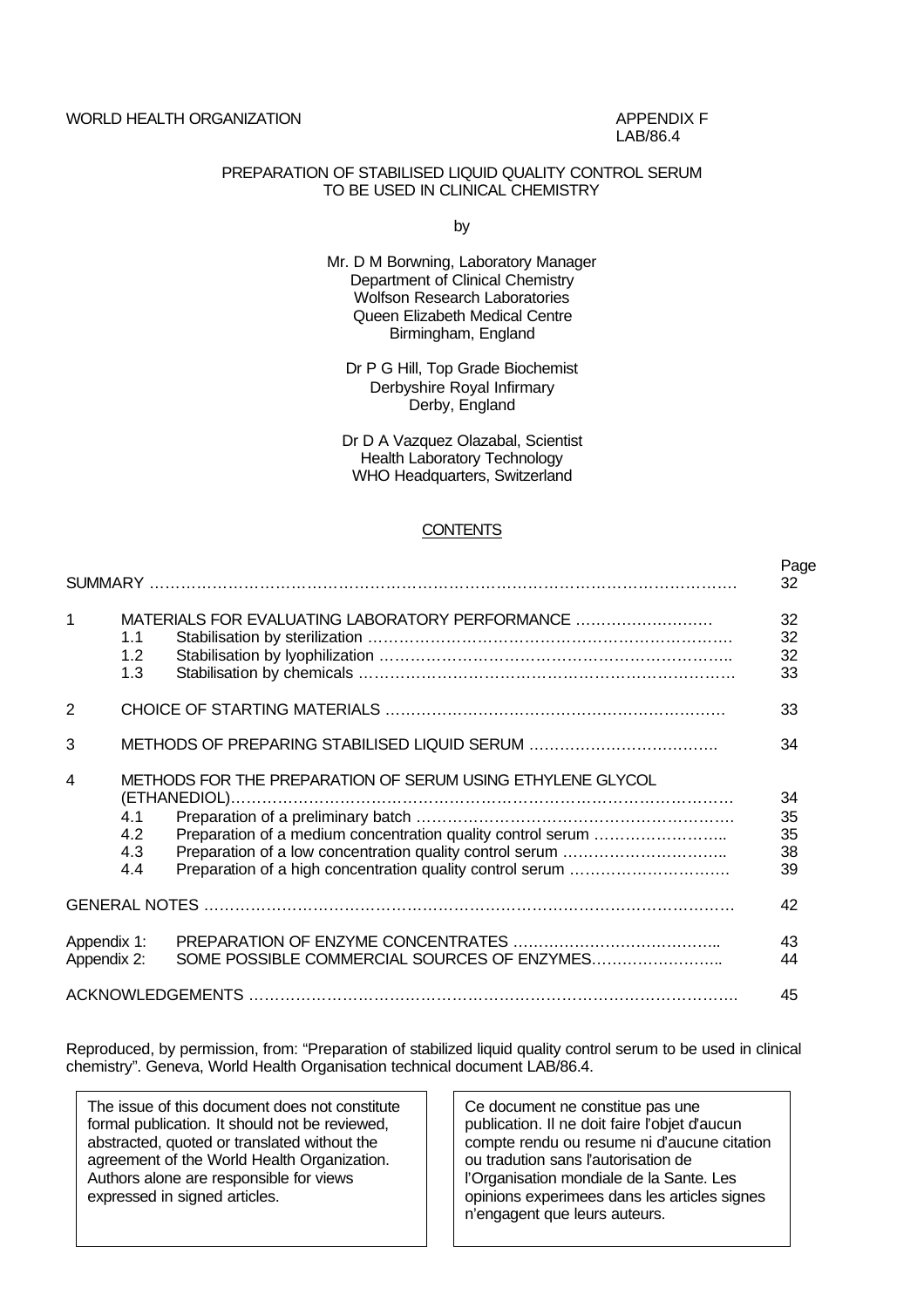WORLD HEALTH ORGANIZATION

APPENDIX F
LAB/86.4

# PREPARATION OF STABILISED LIQUID QUALITY CONTROL SERUM TO BE USED IN CLINICAL CHEMISTRY

by

Mr. D M Borwning, Laboratory Manager
Department of Clinical Chemistry
Wolfson Research Laboratories
Queen Elizabeth Medical Centre
Birmingham, England

Dr P G Hill, Top Grade Biochemist
Derbyshire Royal Infirmary
Derby, England

Dr D A Vazquez Olazabal, Scientist
Health Laboratory Technology
WHO Headquarters, Switzerland

## CONTENTS

| | | | Page |
|---|---|---|---|
| SUMMARY | | | 32 |
| 1 | | MATERIALS FOR EVALUATING LABORATORY PERFORMANCE | 32 |
| | 1.1 | Stabilisation by sterilization | 32 |
| | 1.2 | Stabilisation by lyophilization | 32 |
| | 1.3 | Stabilisation by chemicals | 33 |
| 2 | | CHOICE OF STARTING MATERIALS | 33 |
| 3 | | METHODS OF PREPARING STABILISED LIQUID SERUM | 34 |
| 4 | | METHODS FOR THE PREPARATION OF SERUM USING ETHYLENE GLYCOL (ETHANEDIOL) | 34 |
| | 4.1 | Preparation of a preliminary batch | 35 |
| | 4.2 | Preparation of a medium concentration quality control serum | 35 |
| | 4.3 | Preparation of a low concentration quality control serum | 38 |
| | 4.4 | Preparation of a high concentration quality control serum | 39 |
| GENERAL NOTES | | | 42 |
| Appendix 1: | | PREPARATION OF ENZYME CONCENTRATES | 43 |
| Appendix 2: | | SOME POSSIBLE COMMERCIAL SOURCES OF ENZYMES | 44 |
| ACKNOWLEDGEMENTS | | | 45 |

Reproduced, by permission, from: "Preparation of stabilized liquid quality control serum to be used in clinical chemistry". Geneva, World Health Organisation technical document LAB/86.4.

The issue of this document does not constitute formal publication. It should not be reviewed, abstracted, quoted or translated without the agreement of the World Health Organization. Authors alone are responsible for views expressed in signed articles.

Ce document ne constitue pas une publication. Il ne doit faire l'objet d'aucun compte rendu ou resume ni d'aucune citation ou tradution sans l'autorisation de l'Organisation mondiale de la Sante. Les opinions experimees dans les articles signes n'engagent que leurs auteurs.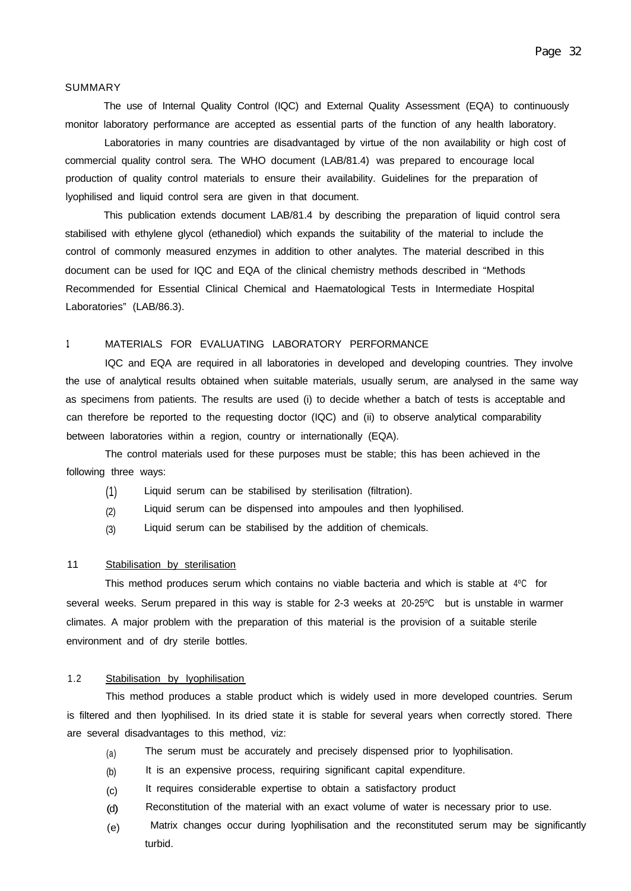## SUMMARY

The use of Internal Quality Control (IQC) and External Quality Assessment (EQA) to continuously monitor laboratory performance are accepted as essential parts of the function of any health laboratory.

Laboratories in many countries are disadvantaged by virtue of the non availability or high cost of commercial quality control sera. The WHO document (LAB/81.4) was prepared to encourage local production of quality control materials to ensure their availability. Guidelines for the preparation of lyophilised and liquid control sera are given in that document.

This publication extends document LAB/81.4 by describing the preparation of liquid control sera stabilised with ethylene glycol (ethanediol) which expands the suitability of the material to include the control of commonly measured enzymes in addition to other analytes. The material described in this document can be used for IQC and EQA of the clinical chemistry methods described in "Methods Recommended for Essential Clinical Chemical and Haematological Tests in Intermediate Hospital Laboratories" (LAB/86.3).

## 1 MATERIALS FOR EVALUATING LABORATORY PERFORMANCE

IQC and EQA are required in all laboratories in developed and developing countries. They involve the use of analytical results obtained when suitable materials, usually serum, are analysed in the same way as specimens from patients. The results are used (i) to decide whether a batch of tests is acceptable and can therefore be reported to the requesting doctor (IQC) and (ii) to observe analytical comparability between laboratories within a region, country or internationally (EQA).

The control materials used for these purposes must be stable; this has been achieved in the following three ways:

(1) Liquid serum can be stabilised by sterilisation (filtration).

(2) Liquid serum can be dispensed into ampoules and then lyophilised.

(3) Liquid serum can be stabilised by the addition of chemicals.

### 11 Stabilisation by sterilisation

This method produces serum which contains no viable bacteria and which is stable at 4ºC for several weeks. Serum prepared in this way is stable for 2-3 weeks at 20-25ºC but is unstable in warmer climates. A major problem with the preparation of this material is the provision of a suitable sterile environment and of dry sterile bottles.

### 1.2 Stabilisation by lyophilisation

This method produces a stable product which is widely used in more developed countries. Serum is filtered and then lyophilised. In its dried state it is stable for several years when correctly stored. There are several disadvantages to this method, viz:

(a) The serum must be accurately and precisely dispensed prior to lyophilisation.

(b) It is an expensive process, requiring significant capital expenditure.

(c) It requires considerable expertise to obtain a satisfactory product

(d) Reconstitution of the material with an exact volume of water is necessary prior to use.

(e) Matrix changes occur during lyophilisation and the reconstituted serum may be significantly turbid.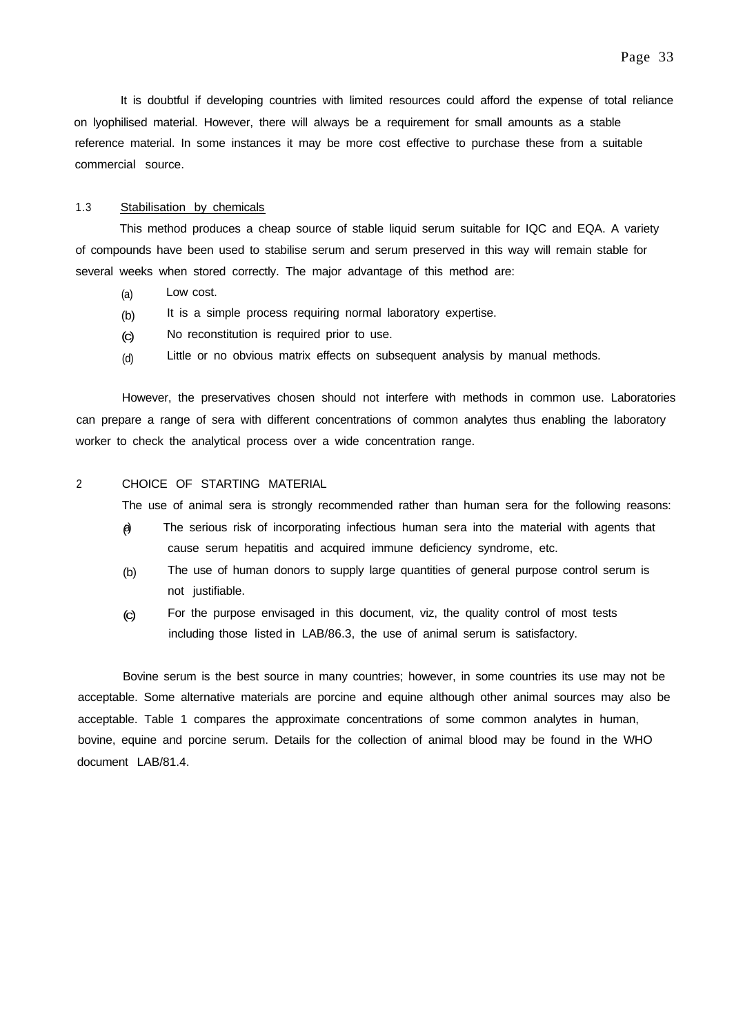It is doubtful if developing countries with limited resources could afford the expense of total reliance on lyophilised material. However, there will always be a requirement for small amounts as a stable reference material. In some instances it may be more cost effective to purchase these from a suitable commercial source.

### 1.3 Stabilisation by chemicals

This method produces a cheap source of stable liquid serum suitable for IQC and EQA. A variety of compounds have been used to stabilise serum and serum preserved in this way will remain stable for several weeks when stored correctly. The major advantage of this method are:

(a) Low cost.

(b) It is a simple process requiring normal laboratory expertise.

(c) No reconstitution is required prior to use.

(d) Little or no obvious matrix effects on subsequent analysis by manual methods.

However, the preservatives chosen should not interfere with methods in common use. Laboratories can prepare a range of sera with different concentrations of common analytes thus enabling the laboratory worker to check the analytical process over a wide concentration range.

## 2 CHOICE OF STARTING MATERIAL

The use of animal sera is strongly recommended rather than human sera for the following reasons:

(a) The serious risk of incorporating infectious human sera into the material with agents that cause serum hepatitis and acquired immune deficiency syndrome, etc.

(b) The use of human donors to supply large quantities of general purpose control serum is not justifiable.

(c) For the purpose envisaged in this document, viz, the quality control of most tests including those listed in LAB/86.3, the use of animal serum is satisfactory.

Bovine serum is the best source in many countries; however, in some countries its use may not be acceptable. Some alternative materials are porcine and equine although other animal sources may also be acceptable. Table 1 compares the approximate concentrations of some common analytes in human, bovine, equine and porcine serum. Details for the collection of animal blood may be found in the WHO document LAB/81.4.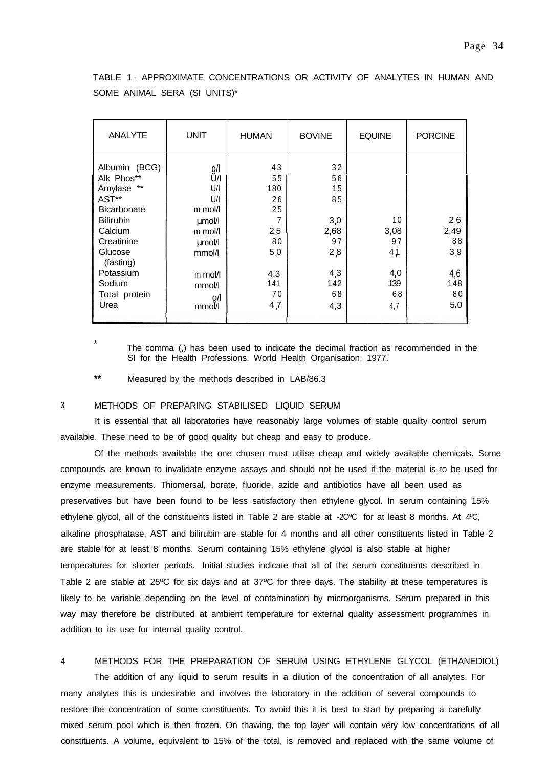TABLE 1 - APPROXIMATE CONCENTRATIONS OR ACTIVITY OF ANALYTES IN HUMAN AND SOME ANIMAL SERA (SI UNITS)*

| ANALYTE | UNIT | HUMAN | BOVINE | EQUINE | PORCINE |
|---|---|---|---|---|---|
| Albumin (BCG) | g/l | 43 | 32 | | |
| Alk Phos** | U/l | 55 | 56 | | |
| Amylase ** | U/l | 180 | 15 | | |
| AST** | U/l | 26 | 85 | | |
| Bicarbonate | m mol/l | 25 | | | |
| Bilirubin | µmol/l | 7 | 3,0 | 10 | 26 |
| Calcium | m mol/l | 2,5 | 2,68 | 3,08 | 2,49 |
| Creatinine | µmol/l | 80 | 97 | 97 | 88 |
| Glucose (fasting) | mmol/l | 5,0 | 2,8 | 4,1 | 3,9 |
| Potassium | m mol/l | 4,3 | 4,3 | 4,0 | 4,6 |
| Sodium | mmol/l | 141 | 142 | 139 | 148 |
| Total protein | g/l | 70 | 68 | 68 | 80 |
| Urea | mmol/l | 4,7 | 4,3 | 4,7 | 5,0 |

\* The comma (,) has been used to indicate the decimal fraction as recommended in the SI for the Health Professions, World Health Organisation, 1977.

\** Measured by the methods described in LAB/86.3

## 3 METHODS OF PREPARING STABILISED LIQUID SERUM

It is essential that all laboratories have reasonably large volumes of stable quality control serum available. These need to be of good quality but cheap and easy to produce.

Of the methods available the one chosen must utilise cheap and widely available chemicals. Some compounds are known to invalidate enzyme assays and should not be used if the material is to be used for enzyme measurements. Thiomersal, borate, fluoride, azide and antibiotics have all been used as preservatives but have been found to be less satisfactory then ethylene glycol. In serum containing 15% ethylene glycol, all of the constituents listed in Table 2 are stable at -20ºC for at least 8 months. At 4ºC, alkaline phosphatase, AST and bilirubin are stable for 4 months and all other constituents listed in Table 2 are stable for at least 8 months. Serum containing 15% ethylene glycol is also stable at higher temperatures for shorter periods. Initial studies indicate that all of the serum constituents described in Table 2 are stable at 25ºC for six days and at 37ºC for three days. The stability at these temperatures is likely to be variable depending on the level of contamination by microorganisms. Serum prepared in this way may therefore be distributed at ambient temperature for external quality assessment programmes in addition to its use for internal quality control.

## 4 METHODS FOR THE PREPARATION OF SERUM USING ETHYLENE GLYCOL (ETHANEDIOL)

The addition of any liquid to serum results in a dilution of the concentration of all analytes. For many analytes this is undesirable and involves the laboratory in the addition of several compounds to restore the concentration of some constituents. To avoid this it is best to start by preparing a carefully mixed serum pool which is then frozen. On thawing, the top layer will contain very low concentrations of all constituents. A volume, equivalent to 15% of the total, is removed and replaced with the same volume of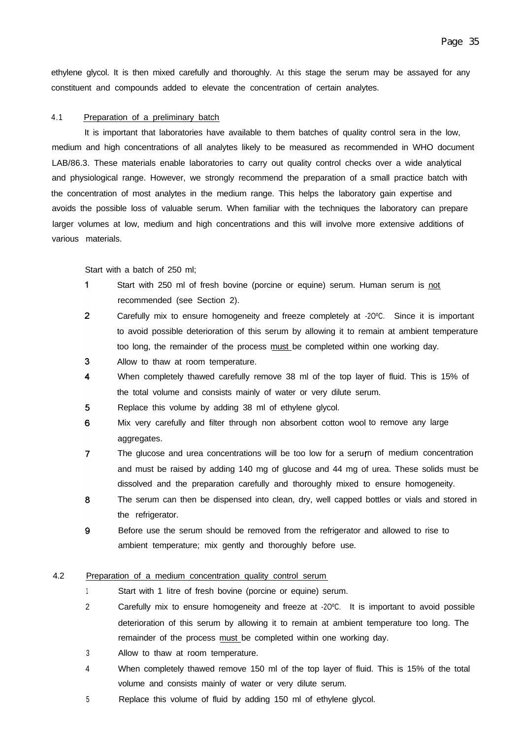ethylene glycol. It is then mixed carefully and thoroughly. At this stage the serum may be assayed for any constituent and compounds added to elevate the concentration of certain analytes.

## 4.1 Preparation of a preliminary batch

It is important that laboratories have available to them batches of quality control sera in the low, medium and high concentrations of all analytes likely to be measured as recommended in WHO document LAB/86.3. These materials enable laboratories to carry out quality control checks over a wide analytical and physiological range. However, we strongly recommend the preparation of a small practice batch with the concentration of most analytes in the medium range. This helps the laboratory gain expertise and avoids the possible loss of valuable serum. When familiar with the techniques the laboratory can prepare larger volumes at low, medium and high concentrations and this will involve more extensive additions of various materials.

Start with a batch of 250 ml;

1. Start with 250 ml of fresh bovine (porcine or equine) serum. Human serum is not recommended (see Section 2).
2. Carefully mix to ensure homogeneity and freeze completely at -20°C. Since it is important to avoid possible deterioration of this serum by allowing it to remain at ambient temperature too long, the remainder of the process must be completed within one working day.
3. Allow to thaw at room temperature.
4. When completely thawed carefully remove 38 ml of the top layer of fluid. This is 15% of the total volume and consists mainly of water or very dilute serum.
5. Replace this volume by adding 38 ml of ethylene glycol.
6. Mix very carefully and filter through non absorbent cotton wool to remove any large aggregates.
7. The glucose and urea concentrations will be too low for a serum of medium concentration and must be raised by adding 140 mg of glucose and 44 mg of urea. These solids must be dissolved and the preparation carefully and thoroughly mixed to ensure homogeneity.
8. The serum can then be dispensed into clean, dry, well capped bottles or vials and stored in the refrigerator.
9. Before use the serum should be removed from the refrigerator and allowed to rise to ambient temperature; mix gently and thoroughly before use.

## 4.2 Preparation of a medium concentration quality control serum

1. Start with 1 litre of fresh bovine (porcine or equine) serum.
2. Carefully mix to ensure homogeneity and freeze at -20°C. It is important to avoid possible deterioration of this serum by allowing it to remain at ambient temperature too long. The remainder of the process must be completed within one working day.
3. Allow to thaw at room temperature.
4. When completely thawed remove 150 ml of the top layer of fluid. This is 15% of the total volume and consists mainly of water or very dilute serum.
5. Replace this volume of fluid by adding 150 ml of ethylene glycol.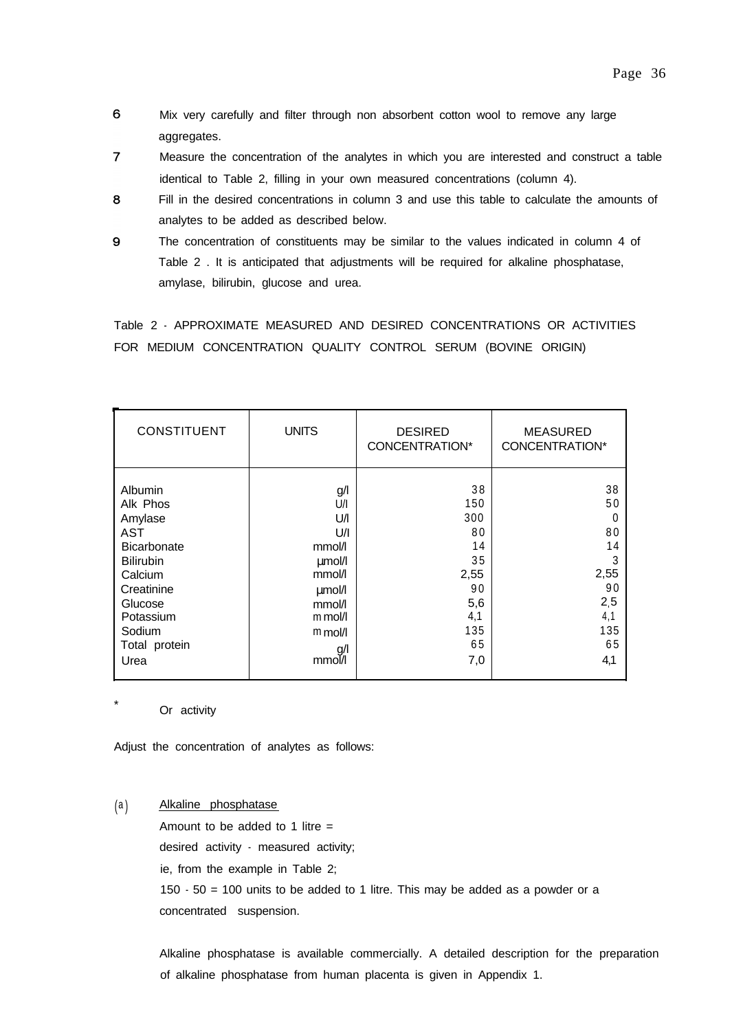6. Mix very carefully and filter through non absorbent cotton wool to remove any large aggregates.
7. Measure the concentration of the analytes in which you are interested and construct a table identical to Table 2, filling in your own measured concentrations (column 4).
8. Fill in the desired concentrations in column 3 and use this table to calculate the amounts of analytes to be added as described below.
9. The concentration of constituents may be similar to the values indicated in column 4 of Table 2 . It is anticipated that adjustments will be required for alkaline phosphatase, amylase, bilirubin, glucose and urea.

Table 2 - APPROXIMATE MEASURED AND DESIRED CONCENTRATIONS OR ACTIVITIES FOR MEDIUM CONCENTRATION QUALITY CONTROL SERUM (BOVINE ORIGIN)

| CONSTITUENT | UNITS | DESIRED CONCENTRATION* | MEASURED CONCENTRATION* |
|---|---|---|---|
| Albumin | g/l | 38 | 38 |
| Alk Phos | U/l | 150 | 50 |
| Amylase | U/l | 300 | 0 |
| AST | U/l | 80 | 80 |
| Bicarbonate | mmol/l | 14 | 14 |
| Bilirubin | µmol/l | 35 | 3 |
| Calcium | mmol/l | 2,55 | 2,55 |
| Creatinine | µmol/l | 90 | 90 |
| Glucose | mmol/l | 5,6 | 2,5 |
| Potassium | mmol/l | 4,1 | 4,1 |
| Sodium | mmol/l | 135 | 135 |
| Total protein | g/l | 65 | 65 |
| Urea | mmol/l | 7,0 | 4,1 |

\* Or activity

Adjust the concentration of analytes as follows:

(a) Alkaline phosphatase

Amount to be added to 1 litre =
desired activity - measured activity;
ie, from the example in Table 2;
150 - 50 = 100 units to be added to 1 litre. This may be added as a powder or a concentrated suspension.

Alkaline phosphatase is available commercially. A detailed description for the preparation of alkaline phosphatase from human placenta is given in Appendix 1.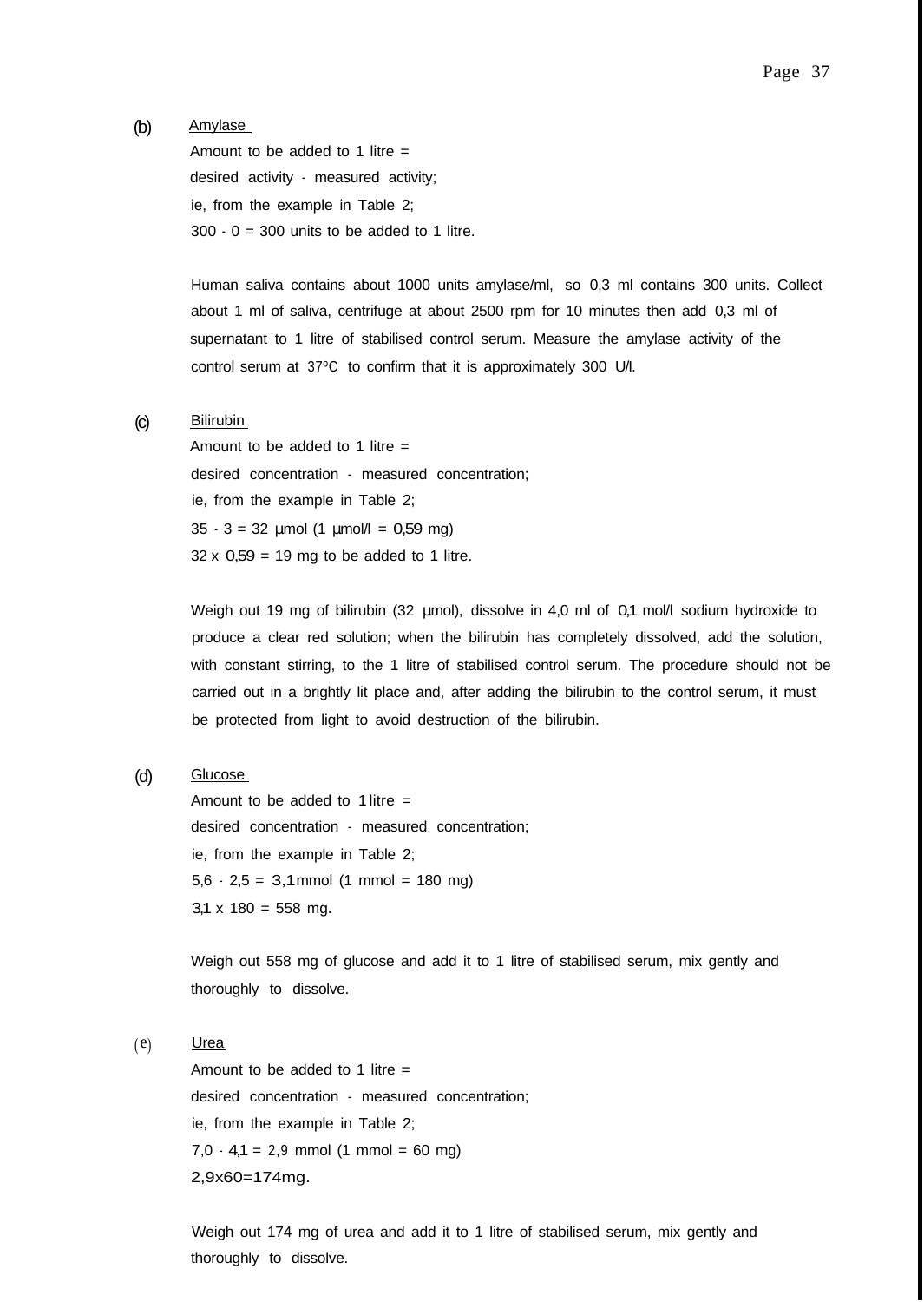(b) Amylase

Amount to be added to 1 litre =
desired activity - measured activity;
ie, from the example in Table 2;
300 - 0 = 300 units to be added to 1 litre.

Human saliva contains about 1000 units amylase/ml, so 0,3 ml contains 300 units. Collect about 1 ml of saliva, centrifuge at about 2500 rpm for 10 minutes then add 0,3 ml of supernatant to 1 litre of stabilised control serum. Measure the amylase activity of the control serum at 37ºC to confirm that it is approximately 300 U/l.

(c) Bilirubin

Amount to be added to 1 litre =
desired concentration - measured concentration;
ie, from the example in Table 2;
35 - 3 = 32 µmol (1 µmol/l = 0,59 mg)
32 x 0,59 = 19 mg to be added to 1 litre.

Weigh out 19 mg of bilirubin (32 µmol), dissolve in 4,0 ml of 0,1 mol/l sodium hydroxide to produce a clear red solution; when the bilirubin has completely dissolved, add the solution, with constant stirring, to the 1 litre of stabilised control serum. The procedure should not be carried out in a brightly lit place and, after adding the bilirubin to the control serum, it must be protected from light to avoid destruction of the bilirubin.

(d) Glucose

Amount to be added to 1 litre =
desired concentration - measured concentration;
ie, from the example in Table 2;
5,6 - 2,5 = 3,1 mmol (1 mmol = 180 mg)
3,1 x 180 = 558 mg.

Weigh out 558 mg of glucose and add it to 1 litre of stabilised serum, mix gently and thoroughly to dissolve.

(e) Urea

Amount to be added to 1 litre =
desired concentration - measured concentration;
ie, from the example in Table 2;
7,0 - 4,1 = 2,9 mmol (1 mmol = 60 mg)
2,9x60=174mg.

Weigh out 174 mg of urea and add it to 1 litre of stabilised serum, mix gently and thoroughly to dissolve.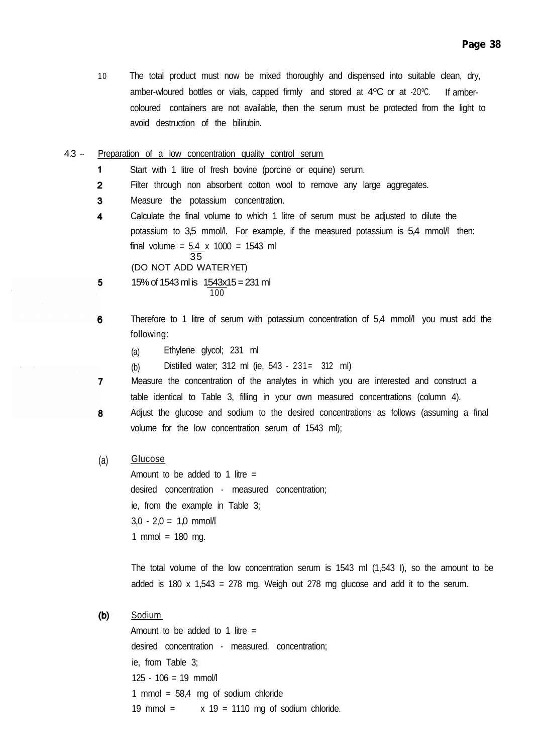10. The total product must now be mixed thoroughly and dispensed into suitable clean, dry, amber-wloured bottles or vials, capped firmly and stored at 4ºC or at -20ºC. If amber-coloured containers are not available, then the serum must be protected from the light to avoid destruction of the bilirubin.

4.3 -- Preparation of a low concentration quality control serum

1. Start with 1 litre of fresh bovine (porcine or equine) serum.
2. Filter through non absorbent cotton wool to remove any large aggregates.
3. Measure the potassium concentration.
4. Calculate the final volume to which 1 litre of serum must be adjusted to dilute the potassium to 3,5 mmol/l. For example, if the measured potassium is 5,4 mmol/l then:

   final volume = $\frac{5.4}{35}$ x 1000 = 1543 ml

   (DO NOT ADD WATER YET)
5. 15% of 1543 ml is $\frac{1543 x 15}{100}$ = 231 ml
6. Therefore to 1 litre of serum with potassium concentration of 5,4 mmol/l you must add the following:
   - (a) Ethylene glycol; 231 ml
   - (b) Distilled water; 312 ml (ie, 543 - 231 = 312 ml)
7. Measure the concentration of the analytes in which you are interested and construct a table identical to Table 3, filling in your own measured concentrations (column 4).
8. Adjust the glucose and sodium to the desired concentrations as follows (assuming a final volume for the low concentration serum of 1543 ml);

(a) Glucose

Amount to be added to 1 litre =
desired concentration - measured concentration;
ie, from the example in Table 3;
3,0 - 2,0 = 1,0 mmol/l
1 mmol = 180 mg.

The total volume of the low concentration serum is 1543 ml (1,543 l), so the amount to be added is 180 x 1,543 = 278 mg. Weigh out 278 mg glucose and add it to the serum.

**(b)** Sodium

Amount to be added to 1 litre =
desired concentration - measured. concentration;
ie, from Table 3;
125 - 106 = 19 mmol/l
1 mmol = 58,4 mg of sodium chloride
19 mmol = x 19 = 1110 mg of sodium chloride.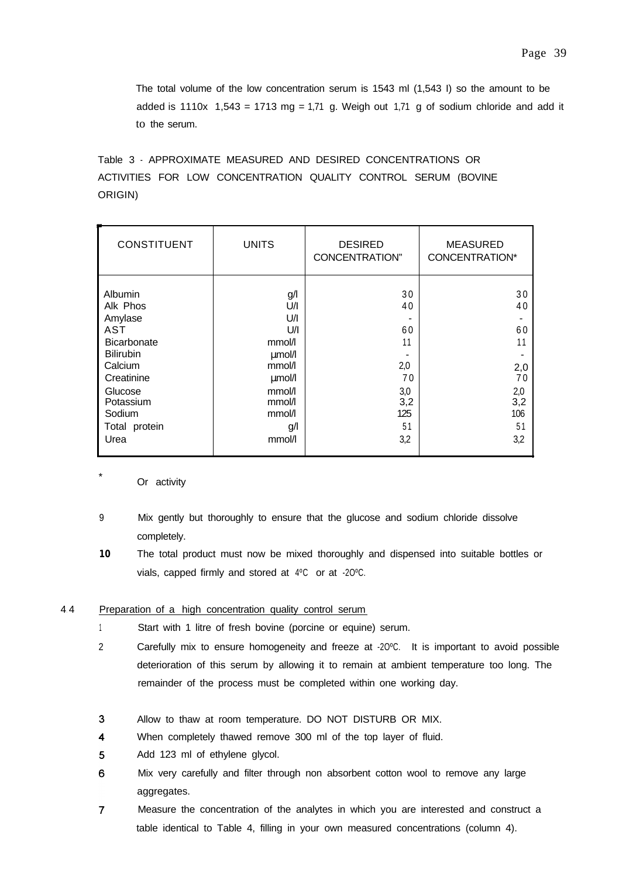The total volume of the low concentration serum is 1543 ml (1,543 l) so the amount to be added is 1110x 1,543 = 1713 mg = 1,71 g. Weigh out 1,71 g of sodium chloride and add it to the serum.

Table 3 - APPROXIMATE MEASURED AND DESIRED CONCENTRATIONS OR ACTIVITIES FOR LOW CONCENTRATION QUALITY CONTROL SERUM (BOVINE ORIGIN)

| CONSTITUENT | UNITS | DESIRED CONCENTRATION" | MEASURED CONCENTRATION* |
|---|---|---|---|
| Albumin | g/l | 30 | 30 |
| Alk Phos | U/l | 40 | 40 |
| Amylase | U/l | - | - |
| AST | U/l | 60 | 60 |
| Bicarbonate | mmol/l | 11 | 11 |
| Bilirubin | µmol/l | - | - |
| Calcium | mmol/l | 2,0 | 2,0 |
| Creatinine | µmol/l | 70 | 70 |
| Glucose | mmol/l | 3,0 | 2,0 |
| Potassium | mmol/l | 3,2 | 3,2 |
| Sodium | mmol/l | 125 | 106 |
| Total protein | g/l | 51 | 51 |
| Urea | mmol/l | 3,2 | 3,2 |

\* Or activity

9. Mix gently but thoroughly to ensure that the glucose and sodium chloride dissolve completely.
10. The total product must now be mixed thoroughly and dispensed into suitable bottles or vials, capped firmly and stored at 4ºC or at -20ºC.

4 4 Preparation of a high concentration quality control serum

1. Start with 1 litre of fresh bovine (porcine or equine) serum.
2. Carefully mix to ensure homogeneity and freeze at -20ºC. It is important to avoid possible deterioration of this serum by allowing it to remain at ambient temperature too long. The remainder of the process must be completed within one working day.
3. Allow to thaw at room temperature. DO NOT DISTURB OR MIX.
4. When completely thawed remove 300 ml of the top layer of fluid.
5. Add 123 ml of ethylene glycol.
6. Mix very carefully and filter through non absorbent cotton wool to remove any large aggregates.
7. Measure the concentration of the analytes in which you are interested and construct a table identical to Table 4, filling in your own measured concentrations (column 4).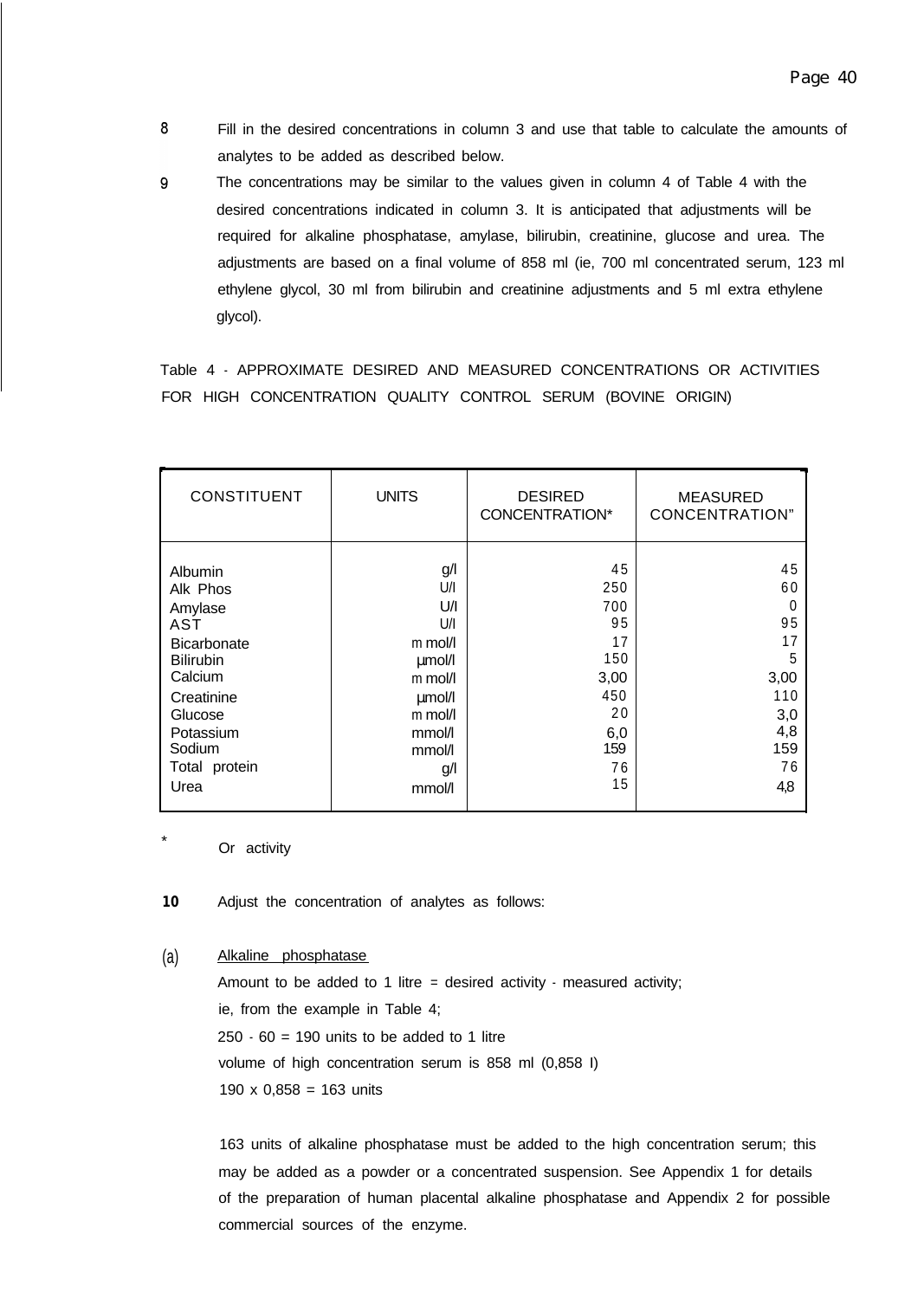8 Fill in the desired concentrations in column 3 and use that table to calculate the amounts of analytes to be added as described below.

9 The concentrations may be similar to the values given in column 4 of Table 4 with the desired concentrations indicated in column 3. It is anticipated that adjustments will be required for alkaline phosphatase, amylase, bilirubin, creatinine, glucose and urea. The adjustments are based on a final volume of 858 ml (ie, 700 ml concentrated serum, 123 ml ethylene glycol, 30 ml from bilirubin and creatinine adjustments and 5 ml extra ethylene glycol).

Table 4 - APPROXIMATE DESIRED AND MEASURED CONCENTRATIONS OR ACTIVITIES FOR HIGH CONCENTRATION QUALITY CONTROL SERUM (BOVINE ORIGIN)

| CONSTITUENT | UNITS | DESIRED CONCENTRATION* | MEASURED CONCENTRATION" |
|---|---|---|---|
| Albumin | g/l | 45 | 45 |
| Alk Phos | U/l | 250 | 60 |
| Amylase | U/l | 700 | 0 |
| AST | U/l | 95 | 95 |
| Bicarbonate | m mol/l | 17 | 17 |
| Bilirubin | µmol/l | 150 | 5 |
| Calcium | m mol/l | 3,00 | 3,00 |
| Creatinine | µmol/l | 450 | 110 |
| Glucose | m mol/l | 20 | 3,0 |
| Potassium | mmol/l | 6,0 | 4,8 |
| Sodium | mmol/l | 159 | 159 |
| Total protein | g/l | 76 | 76 |
| Urea | mmol/l | 15 | 4,8 |

* Or activity

**10** Adjust the concentration of analytes as follows:

(a) Alkaline phosphatase

Amount to be added to 1 litre = desired activity - measured activity;

ie, from the example in Table 4;

250 - 60 = 190 units to be added to 1 litre

volume of high concentration serum is 858 ml (0,858 l)

190 x 0,858 = 163 units

163 units of alkaline phosphatase must be added to the high concentration serum; this may be added as a powder or a concentrated suspension. See Appendix 1 for details of the preparation of human placental alkaline phosphatase and Appendix 2 for possible commercial sources of the enzyme.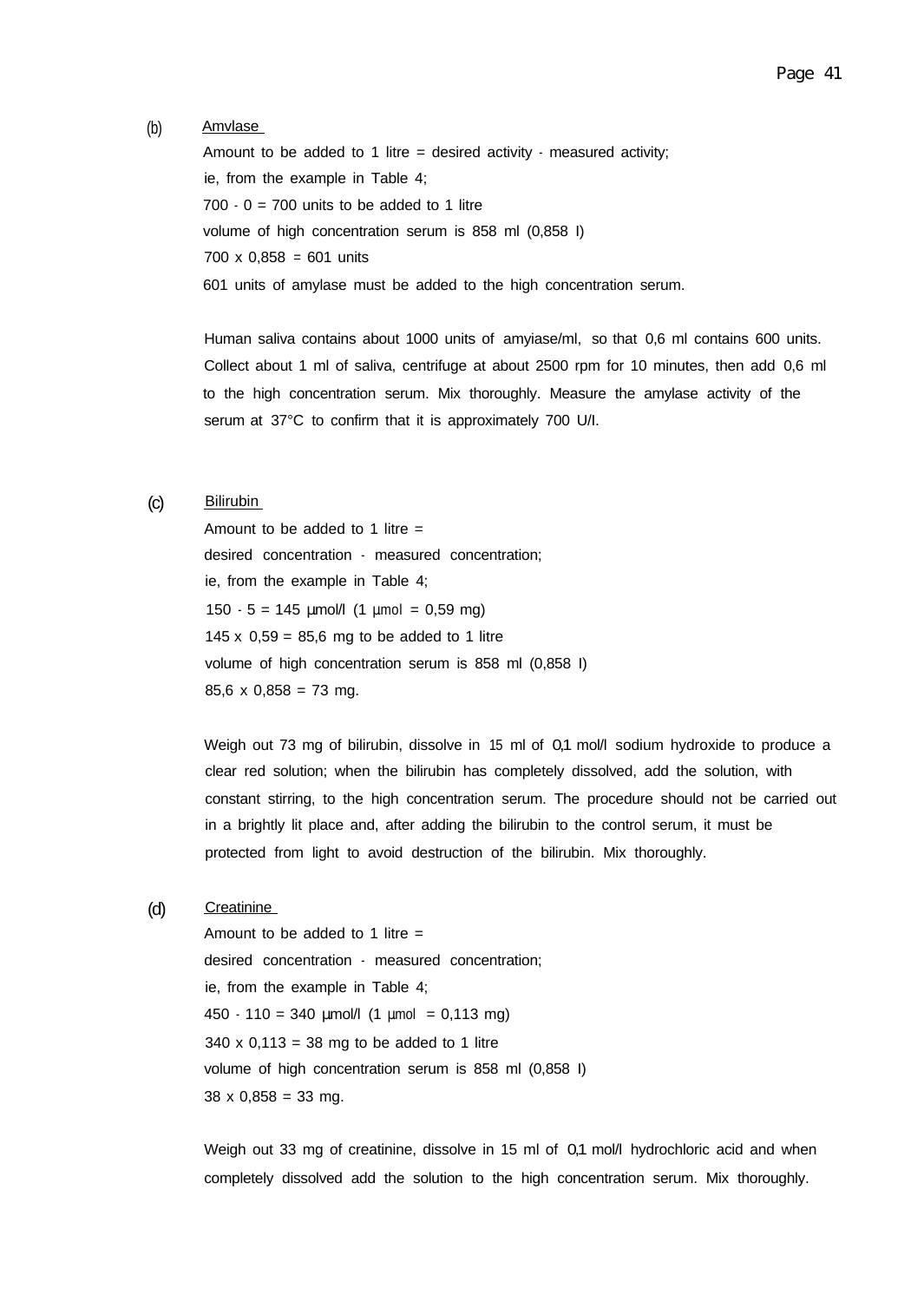(b) Amvlase

Amount to be added to 1 litre = desired activity - measured activity;

ie, from the example in Table 4;

700 - 0 = 700 units to be added to 1 litre

volume of high concentration serum is 858 ml (0,858 l)

700 x 0,858 = 601 units

601 units of amylase must be added to the high concentration serum.

Human saliva contains about 1000 units of amyiase/ml, so that 0,6 ml contains 600 units. Collect about 1 ml of saliva, centrifuge at about 2500 rpm for 10 minutes, then add 0,6 ml to the high concentration serum. Mix thoroughly. Measure the amylase activity of the serum at 37°C to confirm that it is approximately 700 U/l.

(c) Bilirubin

Amount to be added to 1 litre =

desired concentration - measured concentration;

ie, from the example in Table 4;

150 - 5 = 145 µmol/l (1 µmol = 0,59 mg)

145 x 0,59 = 85,6 mg to be added to 1 litre

volume of high concentration serum is 858 ml (0,858 l)

85,6 x 0,858 = 73 mg.

Weigh out 73 mg of bilirubin, dissolve in 15 ml of 0,1 mol/l sodium hydroxide to produce a clear red solution; when the bilirubin has completely dissolved, add the solution, with constant stirring, to the high concentration serum. The procedure should not be carried out in a brightly lit place and, after adding the bilirubin to the control serum, it must be protected from light to avoid destruction of the bilirubin. Mix thoroughly.

(d) Creatinine

Amount to be added to 1 litre =

desired concentration - measured concentration;

ie, from the example in Table 4;

450 - 110 = 340 µmol/l (1 µmol = 0,113 mg)

340 x 0,113 = 38 mg to be added to 1 litre

volume of high concentration serum is 858 ml (0,858 l)

38 x 0,858 = 33 mg.

Weigh out 33 mg of creatinine, dissolve in 15 ml of 0,1 mol/l hydrochloric acid and when completely dissolved add the solution to the high concentration serum. Mix thoroughly.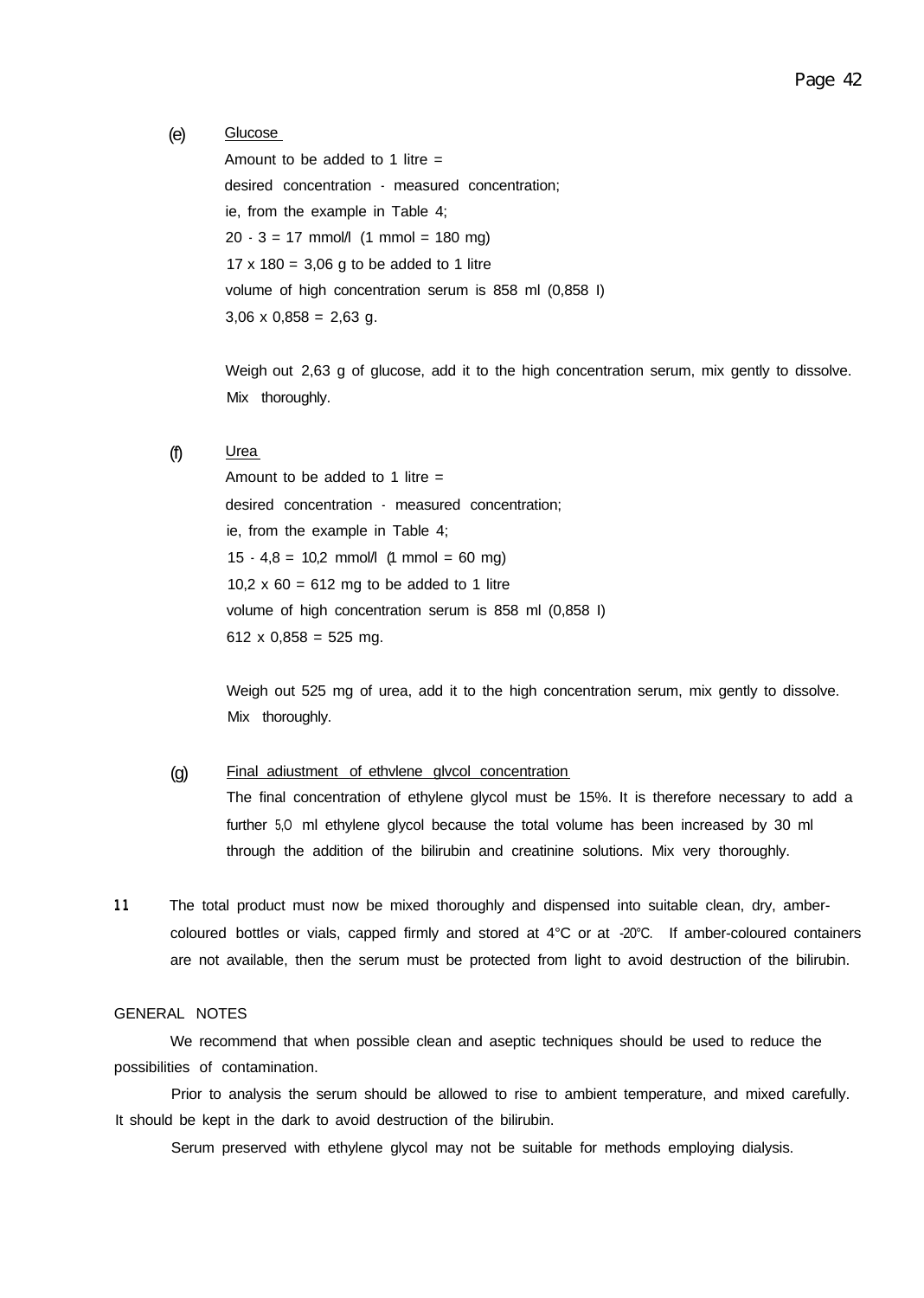(e) Glucose

Amount to be added to 1 litre =
desired concentration - measured concentration;
ie, from the example in Table 4;
20 - 3 = 17 mmol/l (1 mmol = 180 mg)
17 x 180 = 3,06 g to be added to 1 litre
volume of high concentration serum is 858 ml (0,858 l)
3,06 x 0,858 = 2,63 g.

Weigh out 2,63 g of glucose, add it to the high concentration serum, mix gently to dissolve. Mix thoroughly.

(f) Urea

Amount to be added to 1 litre =
desired concentration - measured concentration;
ie, from the example in Table 4;
15 - 4,8 = 10,2 mmol/l (1 mmol = 60 mg)
10,2 x 60 = 612 mg to be added to 1 litre
volume of high concentration serum is 858 ml (0,858 l)
612 x 0,858 = 525 mg.

Weigh out 525 mg of urea, add it to the high concentration serum, mix gently to dissolve. Mix thoroughly.

(g) Final adiustment of ethvlene glvcol concentration

The final concentration of ethylene glycol must be 15%. It is therefore necessary to add a further 5,0 ml ethylene glycol because the total volume has been increased by 30 ml through the addition of the bilirubin and creatinine solutions. Mix very thoroughly.

11 The total product must now be mixed thoroughly and dispensed into suitable clean, dry, amber-coloured bottles or vials, capped firmly and stored at 4°C or at -20°C. If amber-coloured containers are not available, then the serum must be protected from light to avoid destruction of the bilirubin.

GENERAL NOTES

We recommend that when possible clean and aseptic techniques should be used to reduce the possibilities of contamination.

Prior to analysis the serum should be allowed to rise to ambient temperature, and mixed carefully. It should be kept in the dark to avoid destruction of the bilirubin.

Serum preserved with ethylene glycol may not be suitable for methods employing dialysis.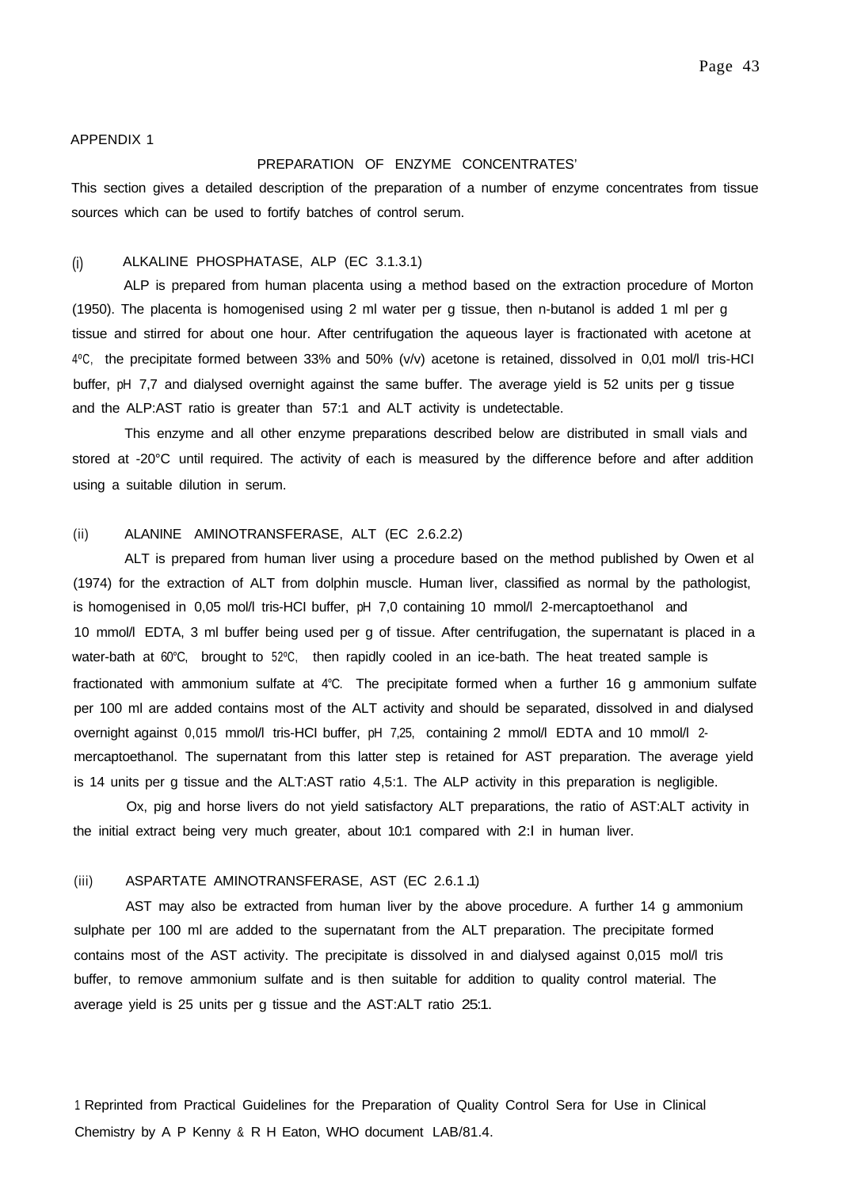APPENDIX 1

## PREPARATION OF ENZYME CONCENTRATES[1]

This section gives a detailed description of the preparation of a number of enzyme concentrates from tissue sources which can be used to fortify batches of control serum.

### (i) ALKALINE PHOSPHATASE, ALP (EC 3.1.3.1)

ALP is prepared from human placenta using a method based on the extraction procedure of Morton (1950). The placenta is homogenised using 2 ml water per g tissue, then n-butanol is added 1 ml per g tissue and stirred for about one hour. After centrifugation the aqueous layer is fractionated with acetone at 4°C, the precipitate formed between 33% and 50% (v/v) acetone is retained, dissolved in 0,01 mol/l tris-HCI buffer, pH 7,7 and dialysed overnight against the same buffer. The average yield is 52 units per g tissue and the ALP:AST ratio is greater than 57:1 and ALT activity is undetectable.

This enzyme and all other enzyme preparations described below are distributed in small vials and stored at -20°C until required. The activity of each is measured by the difference before and after addition using a suitable dilution in serum.

### (ii) ALANINE AMINOTRANSFERASE, ALT (EC 2.6.2.2)

ALT is prepared from human liver using a procedure based on the method published by Owen et al (1974) for the extraction of ALT from dolphin muscle. Human liver, classified as normal by the pathologist, is homogenised in 0,05 mol/l tris-HCI buffer, pH 7,0 containing 10 mmol/l 2-mercaptoethanol and 10 mmol/l EDTA, 3 ml buffer being used per g of tissue. After centrifugation, the supernatant is placed in a water-bath at 60°C, brought to 52°C, then rapidly cooled in an ice-bath. The heat treated sample is fractionated with ammonium sulfate at 4°C. The precipitate formed when a further 16 g ammonium sulfate per 100 ml are added contains most of the ALT activity and should be separated, dissolved in and dialysed overnight against 0,015 mmol/l tris-HCI buffer, pH 7,25, containing 2 mmol/l EDTA and 10 mmol/l 2-mercaptoethanol. The supernatant from this latter step is retained for AST preparation. The average yield is 14 units per g tissue and the ALT:AST ratio 4,5:1. The ALP activity in this preparation is negligible.

Ox, pig and horse livers do not yield satisfactory ALT preparations, the ratio of AST:ALT activity in the initial extract being very much greater, about 10:1 compared with 2:l in human liver.

### (iii) ASPARTATE AMINOTRANSFERASE, AST (EC 2.6.1.1)

AST may also be extracted from human liver by the above procedure. A further 14 g ammonium sulphate per 100 ml are added to the supernatant from the ALT preparation. The precipitate formed contains most of the AST activity. The precipitate is dissolved in and dialysed against 0,015 mol/l tris buffer, to remove ammonium sulfate and is then suitable for addition to quality control material. The average yield is 25 units per g tissue and the AST:ALT ratio 25:1.

[1] Reprinted from Practical Guidelines for the Preparation of Quality Control Sera for Use in Clinical Chemistry by A P Kenny & R H Eaton, WHO document LAB/81.4.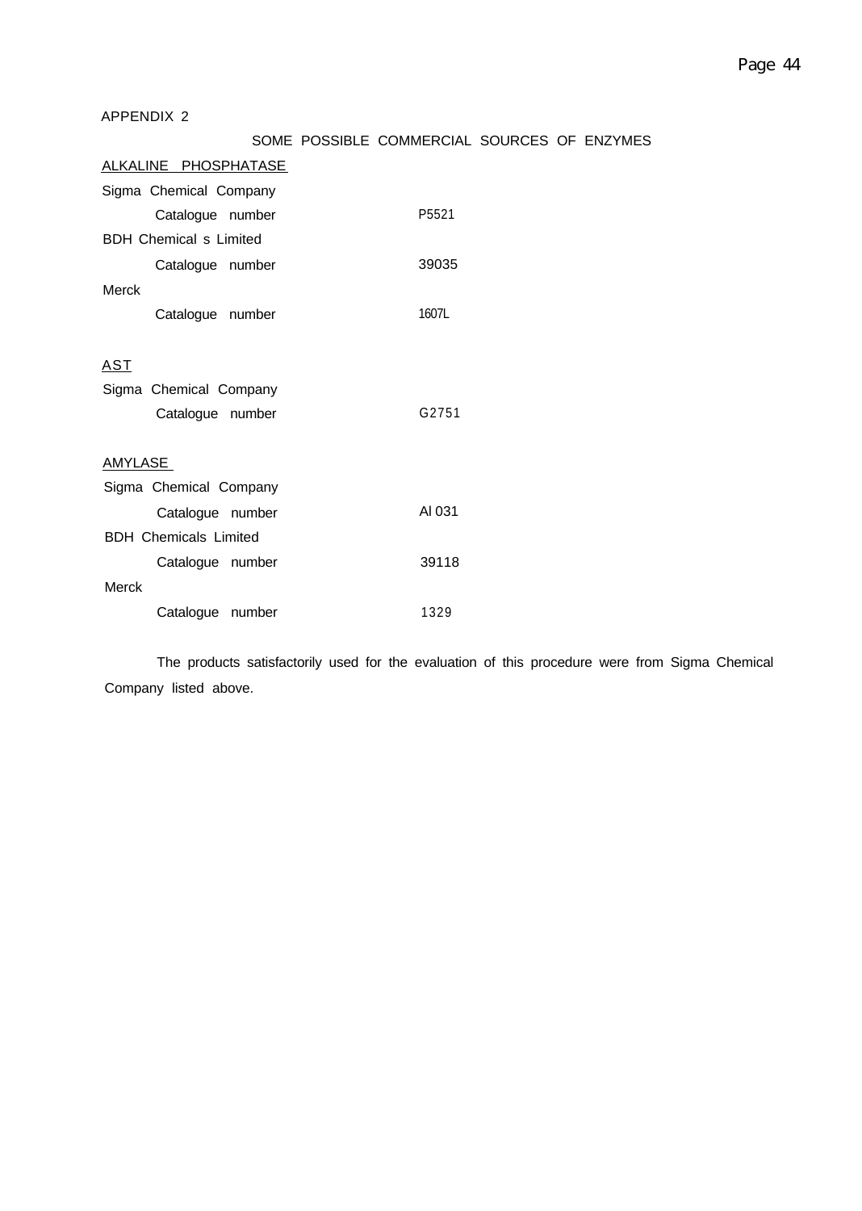APPENDIX 2

SOME POSSIBLE COMMERCIAL SOURCES OF ENZYMES

ALKALINE PHOSPHATASE

Sigma Chemical Company

Catalogue number P5521

BDH Chemical s Limited

Catalogue number 39035

Merck

Catalogue number 1607L

AST

Sigma Chemical Company

Catalogue number G2751

AMYLASE

Sigma Chemical Company

Catalogue number Al 031

BDH Chemicals Limited

Catalogue number 39118

Merck

Catalogue number 1329

The products satisfactorily used for the evaluation of this procedure were from Sigma Chemical Company listed above.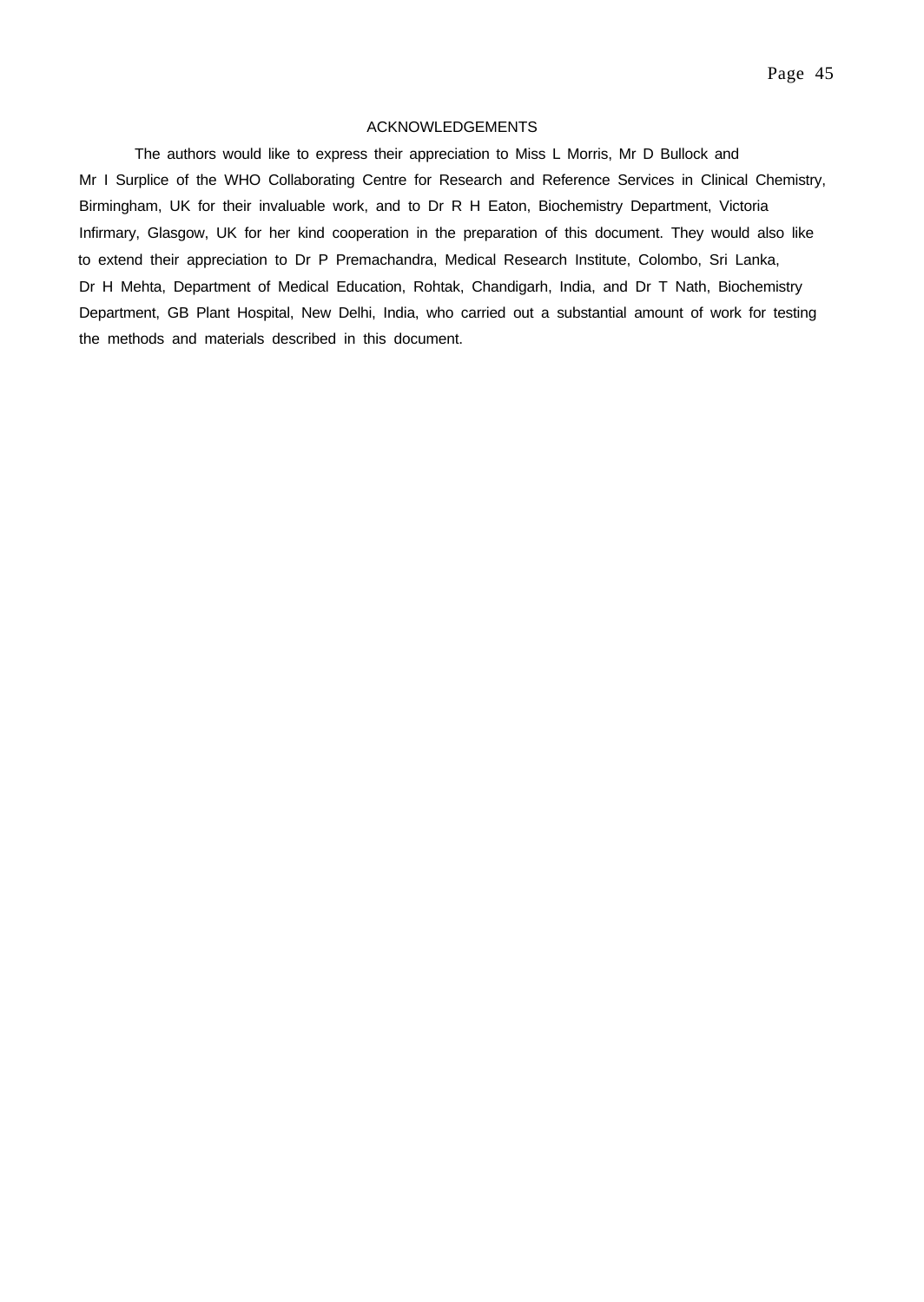## ACKNOWLEDGEMENTS

The authors would like to express their appreciation to Miss L Morris, Mr D Bullock and Mr I Surplice of the WHO Collaborating Centre for Research and Reference Services in Clinical Chemistry, Birmingham, UK for their invaluable work, and to Dr R H Eaton, Biochemistry Department, Victoria Infirmary, Glasgow, UK for her kind cooperation in the preparation of this document. They would also like to extend their appreciation to Dr P Premachandra, Medical Research Institute, Colombo, Sri Lanka, Dr H Mehta, Department of Medical Education, Rohtak, Chandigarh, India, and Dr T Nath, Biochemistry Department, GB Plant Hospital, New Delhi, India, who carried out a substantial amount of work for testing the methods and materials described in this document.